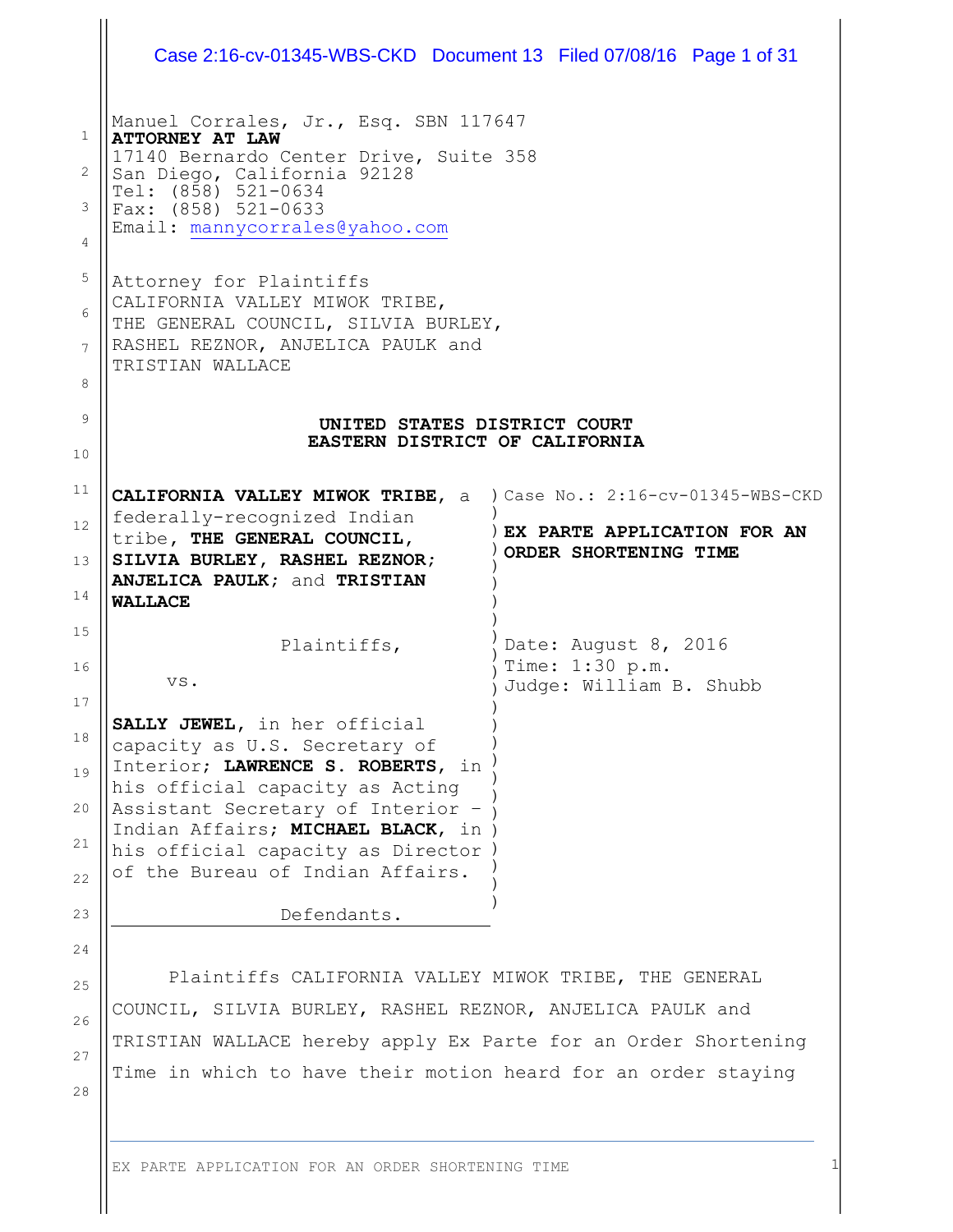Manuel Corrales, Jr., Esq. SBN 117647
**ATTORNEY AT LAW**
17140 Bernardo Center Drive, Suite 358
San Diego, California 92128
Tel: (858) 521-0634
Fax: (858) 521-0633
Email: mannycorrales@yahoo.com

Attorney for Plaintiffs
CALIFORNIA VALLEY MIWOK TRIBE,
THE GENERAL COUNCIL, SILVIA BURLEY,
RASHEL REZNOR, ANJELICA PAULK and
TRISTIAN WALLACE

**UNITED STATES DISTRICT COURT**
**EASTERN DISTRICT OF CALIFORNIA**

**CALIFORNIA VALLEY MIWOK TRIBE**, a federally-recognized Indian tribe, **THE GENERAL COUNCIL, SILVIA BURLEY, RASHEL REZNOR; ANJELICA PAULK**; and **TRISTIAN WALLACE**

Plaintiffs,

vs.

**SALLY JEWEL**, in her official capacity as U.S. Secretary of Interior; **LAWRENCE S. ROBERTS**, in his official capacity as Acting Assistant Secretary of Interior – Indian Affairs; **MICHAEL BLACK**, in his official capacity as Director of the Bureau of Indian Affairs.

Defendants.

Case No.: 2:16-cv-01345-WBS-CKD

**EX PARTE APPLICATION FOR AN ORDER SHORTENING TIME**

Date: August 8, 2016
Time: 1:30 p.m.
Judge: William B. Shubb

Plaintiffs CALIFORNIA VALLEY MIWOK TRIBE, THE GENERAL COUNCIL, SILVIA BURLEY, RASHEL REZNOR, ANJELICA PAULK and TRISTIAN WALLACE hereby apply Ex Parte for an Order Shortening Time in which to have their motion heard for an order staying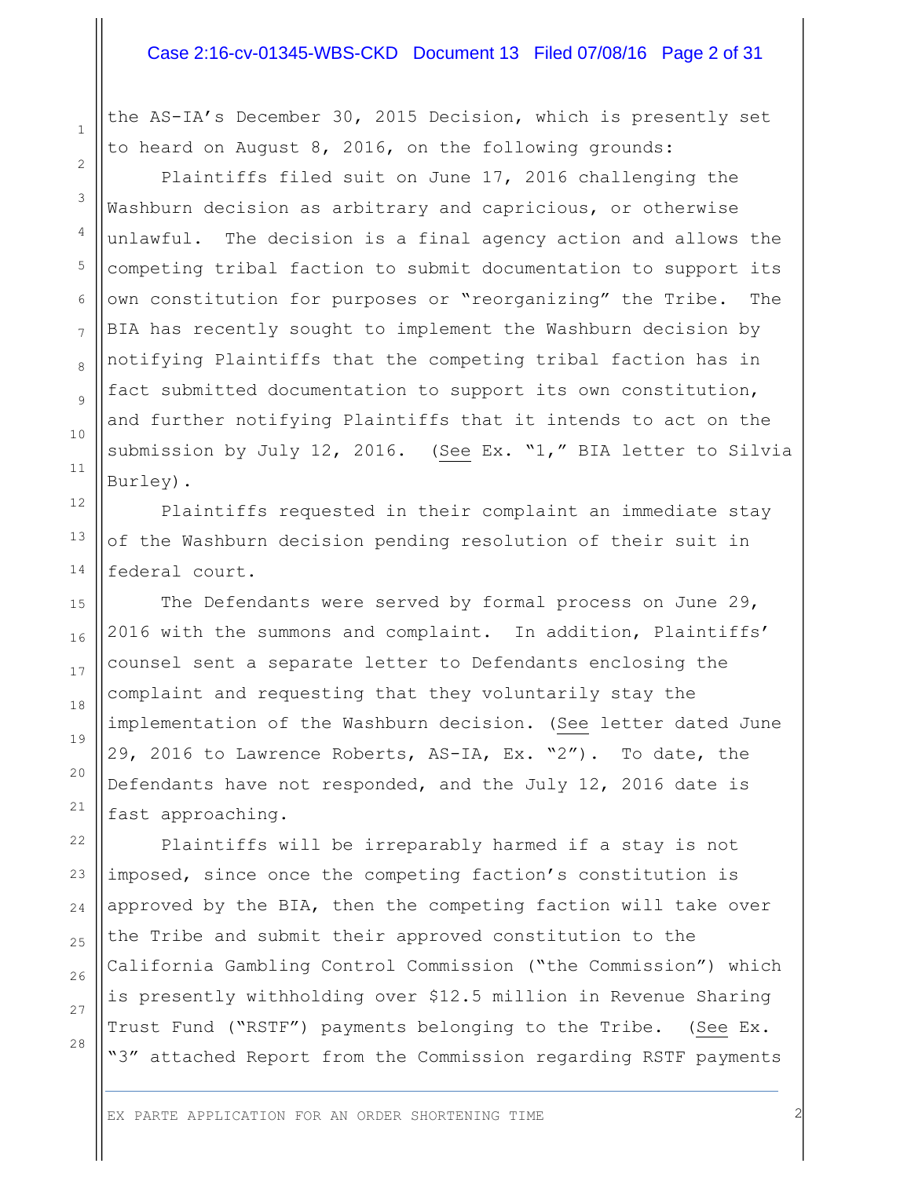the AS-IA's December 30, 2015 Decision, which is presently set to heard on August 8, 2016, on the following grounds:

Plaintiffs filed suit on June 17, 2016 challenging the Washburn decision as arbitrary and capricious, or otherwise unlawful. The decision is a final agency action and allows the competing tribal faction to submit documentation to support its own constitution for purposes or "reorganizing" the Tribe. The BIA has recently sought to implement the Washburn decision by notifying Plaintiffs that the competing tribal faction has in fact submitted documentation to support its own constitution, and further notifying Plaintiffs that it intends to act on the submission by July 12, 2016. (See Ex. "1," BIA letter to Silvia Burley).

Plaintiffs requested in their complaint an immediate stay of the Washburn decision pending resolution of their suit in federal court.

The Defendants were served by formal process on June 29, 2016 with the summons and complaint. In addition, Plaintiffs' counsel sent a separate letter to Defendants enclosing the complaint and requesting that they voluntarily stay the implementation of the Washburn decision. (See letter dated June 29, 2016 to Lawrence Roberts, AS-IA, Ex. "2"). To date, the Defendants have not responded, and the July 12, 2016 date is fast approaching.

Plaintiffs will be irreparably harmed if a stay is not imposed, since once the competing faction's constitution is approved by the BIA, then the competing faction will take over the Tribe and submit their approved constitution to the California Gambling Control Commission ("the Commission") which is presently withholding over $12.5 million in Revenue Sharing Trust Fund ("RSTF") payments belonging to the Tribe. (See Ex. "3" attached Report from the Commission regarding RSTF payments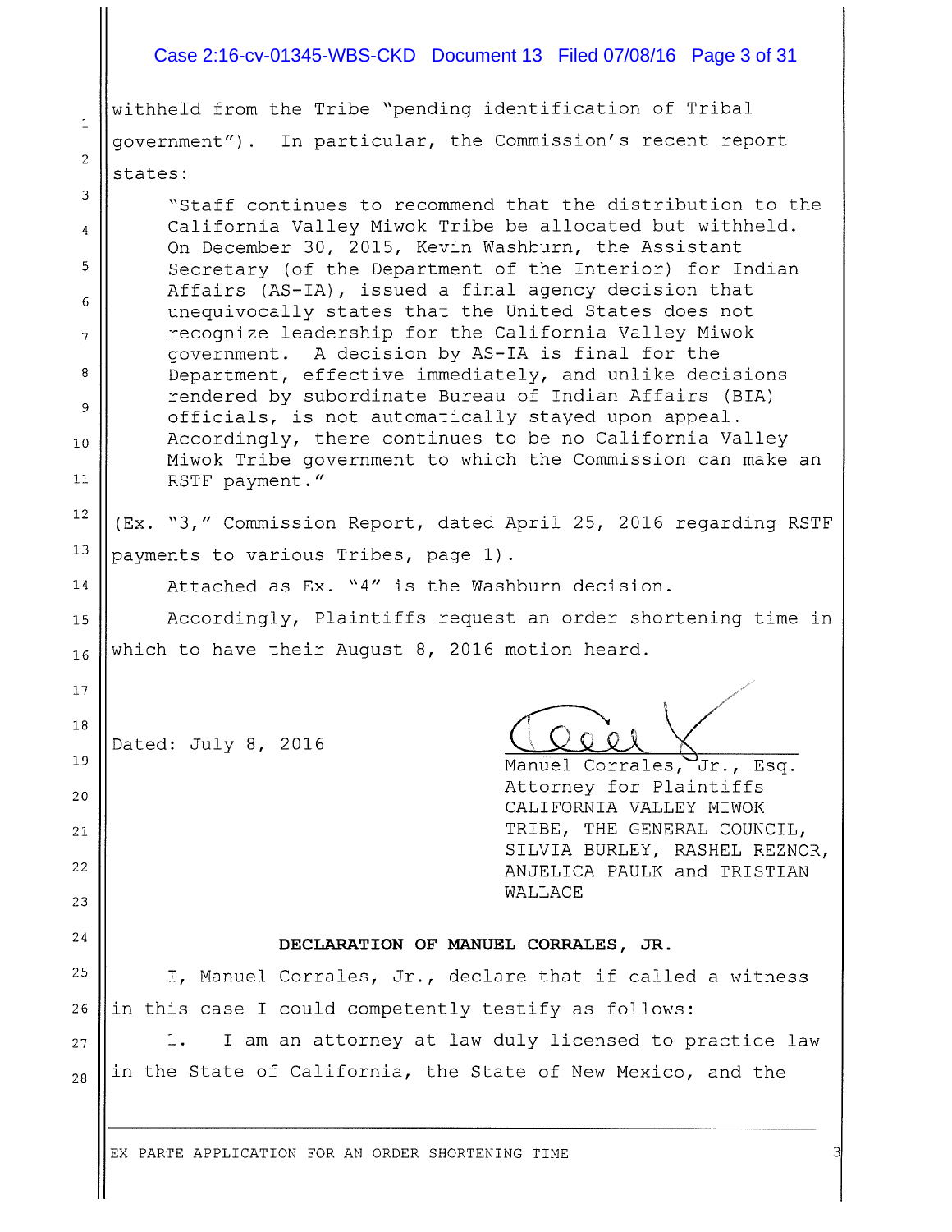withheld from the Tribe "pending identification of Tribal government"). In particular, the Commission's recent report states:

> "Staff continues to recommend that the distribution to the California Valley Miwok Tribe be allocated but withheld. On December 30, 2015, Kevin Washburn, the Assistant Secretary (of the Department of the Interior) for Indian Affairs (AS-IA), issued a final agency decision that unequivocally states that the United States does not recognize leadership for the California Valley Miwok government. A decision by AS-IA is final for the Department, effective immediately, and unlike decisions rendered by subordinate Bureau of Indian Affairs (BIA) officials, is not automatically stayed upon appeal. Accordingly, there continues to be no California Valley Miwok Tribe government to which the Commission can make an RSTF payment."

(Ex. "3," Commission Report, dated April 25, 2016 regarding RSTF payments to various Tribes, page 1).

Attached as Ex. "4" is the Washburn decision.

Accordingly, Plaintiffs request an order shortening time in which to have their August 8, 2016 motion heard.

Dated: July 8, 2016

Manuel Corrales, Jr., Esq.
Attorney for Plaintiffs
CALIFORNIA VALLEY MIWOK TRIBE, THE GENERAL COUNCIL, SILVIA BURLEY, RASHEL REZNOR, ANJELICA PAULK and TRISTIAN WALLACE

**DECLARATION OF MANUEL CORRALES, JR.**

I, Manuel Corrales, Jr., declare that if called a witness in this case I could competently testify as follows:

1. I am an attorney at law duly licensed to practice law in the State of California, the State of New Mexico, and the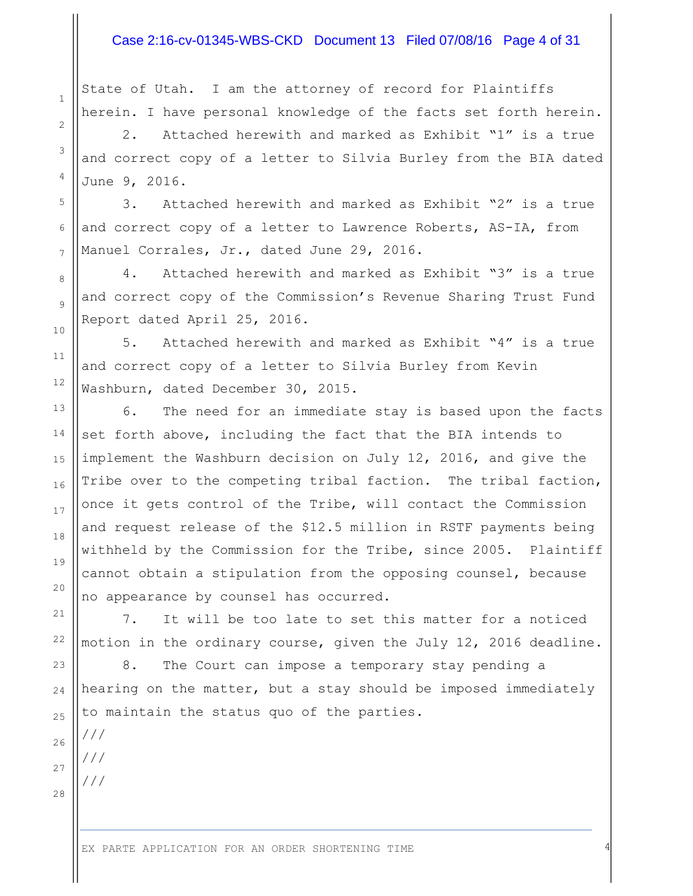State of Utah. I am the attorney of record for Plaintiffs herein. I have personal knowledge of the facts set forth herein.

2. Attached herewith and marked as Exhibit "1" is a true and correct copy of a letter to Silvia Burley from the BIA dated June 9, 2016.

3. Attached herewith and marked as Exhibit "2" is a true and correct copy of a letter to Lawrence Roberts, AS-IA, from Manuel Corrales, Jr., dated June 29, 2016.

4. Attached herewith and marked as Exhibit "3" is a true and correct copy of the Commission's Revenue Sharing Trust Fund Report dated April 25, 2016.

5. Attached herewith and marked as Exhibit "4" is a true and correct copy of a letter to Silvia Burley from Kevin Washburn, dated December 30, 2015.

6. The need for an immediate stay is based upon the facts set forth above, including the fact that the BIA intends to implement the Washburn decision on July 12, 2016, and give the Tribe over to the competing tribal faction. The tribal faction, once it gets control of the Tribe, will contact the Commission and request release of the $12.5 million in RSTF payments being withheld by the Commission for the Tribe, since 2005. Plaintiff cannot obtain a stipulation from the opposing counsel, because no appearance by counsel has occurred.

7. It will be too late to set this matter for a noticed motion in the ordinary course, given the July 12, 2016 deadline.

8. The Court can impose a temporary stay pending a hearing on the matter, but a stay should be imposed immediately to maintain the status quo of the parties.

///

///

///

EX PARTE APPLICATION FOR AN ORDER SHORTENING TIME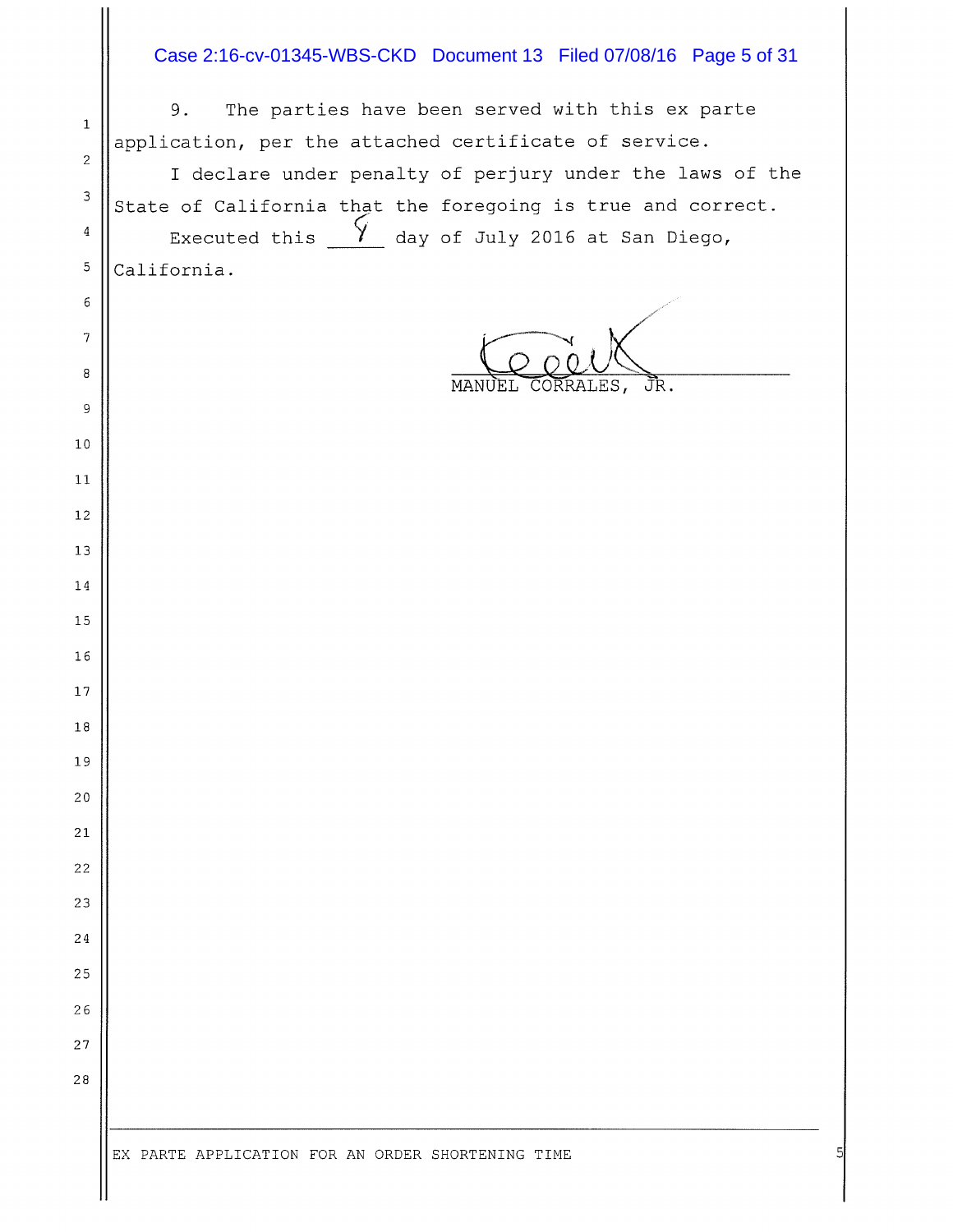9. The parties have been served with this ex parte application, per the attached certificate of service.

I declare under penalty of perjury under the laws of the State of California that the foregoing is true and correct.

Executed this 9 day of July 2016 at San Diego, California.

MANUEL CORRALES, JR.

EX PARTE APPLICATION FOR AN ORDER SHORTENING TIME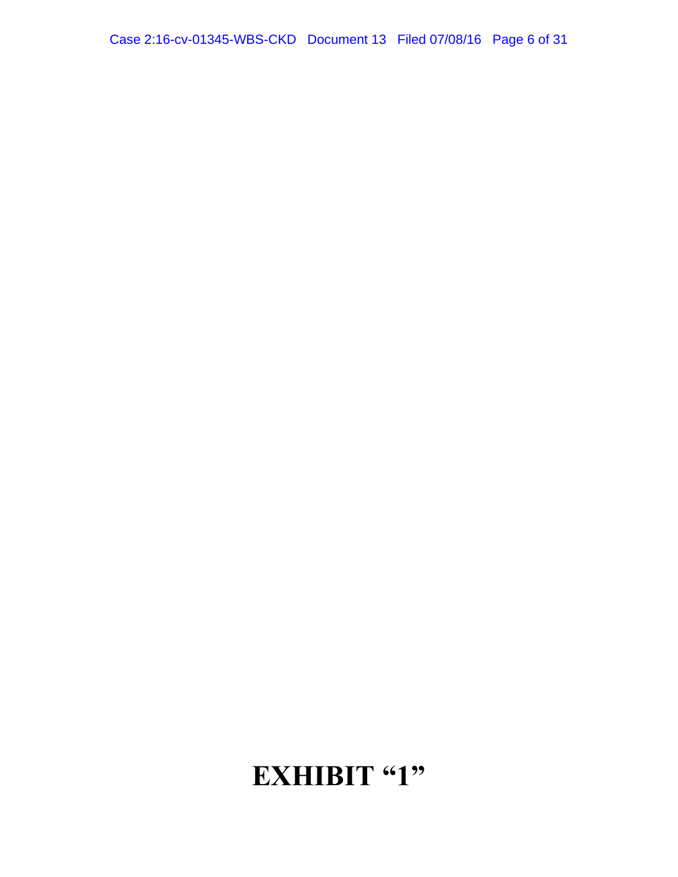# EXHIBIT "1"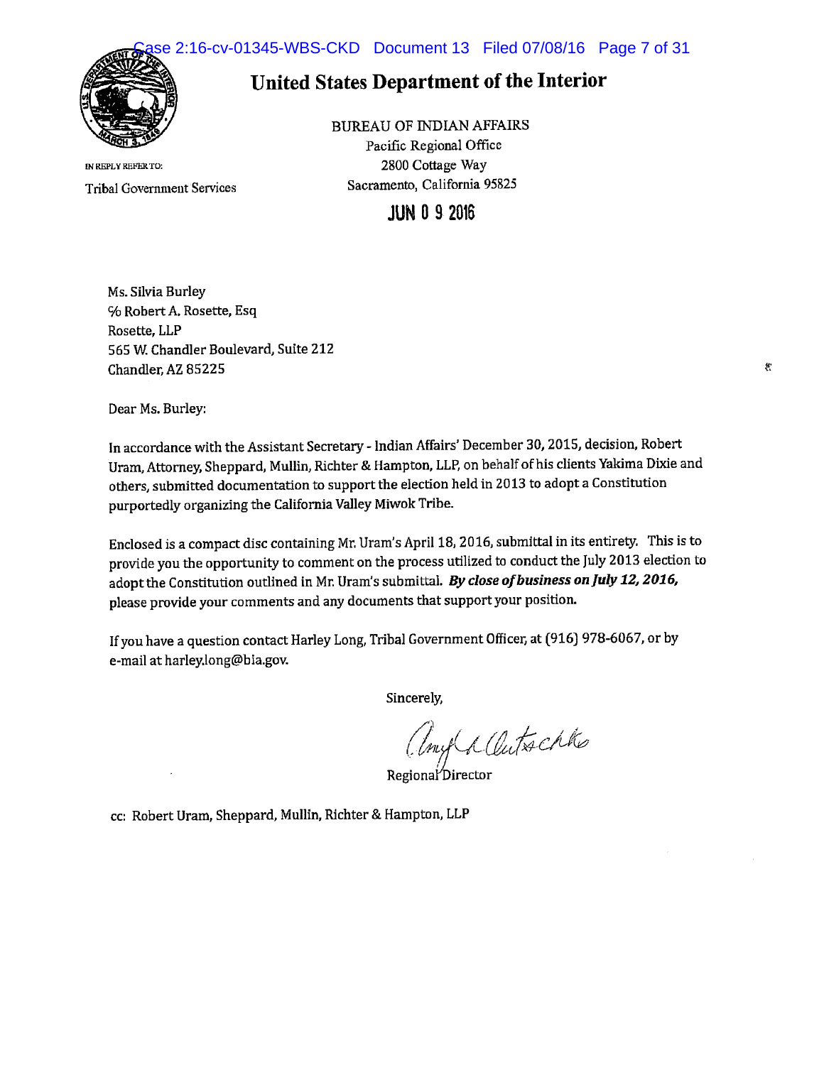# United States Department of the Interior

BUREAU OF INDIAN AFFAIRS
Pacific Regional Office
2800 Cottage Way
Sacramento, California 95825

IN REPLY REFER TO:
Tribal Government Services

JUN 0 9 2016

Ms. Silvia Burley
℅ Robert A. Rosette, Esq
Rosette, LLP
565 W. Chandler Boulevard, Suite 212
Chandler, AZ 85225

Dear Ms. Burley:

In accordance with the Assistant Secretary - Indian Affairs' December 30, 2015, decision, Robert Uram, Attorney, Sheppard, Mullin, Richter & Hampton, LLP, on behalf of his clients Yakima Dixie and others, submitted documentation to support the election held in 2013 to adopt a Constitution purportedly organizing the California Valley Miwok Tribe.

Enclosed is a compact disc containing Mr. Uram's April 18, 2016, submittal in its entirety. This is to provide you the opportunity to comment on the process utilized to conduct the July 2013 election to adopt the Constitution outlined in Mr. Uram's submittal. ***By close of business on July 12, 2016,*** please provide your comments and any documents that support your position.

If you have a question contact Harley Long, Tribal Government Officer, at (916) 978-6067, or by e-mail at harley.long@bia.gov.

Sincerely,

Regional Director

cc: Robert Uram, Sheppard, Mullin, Richter & Hampton, LLP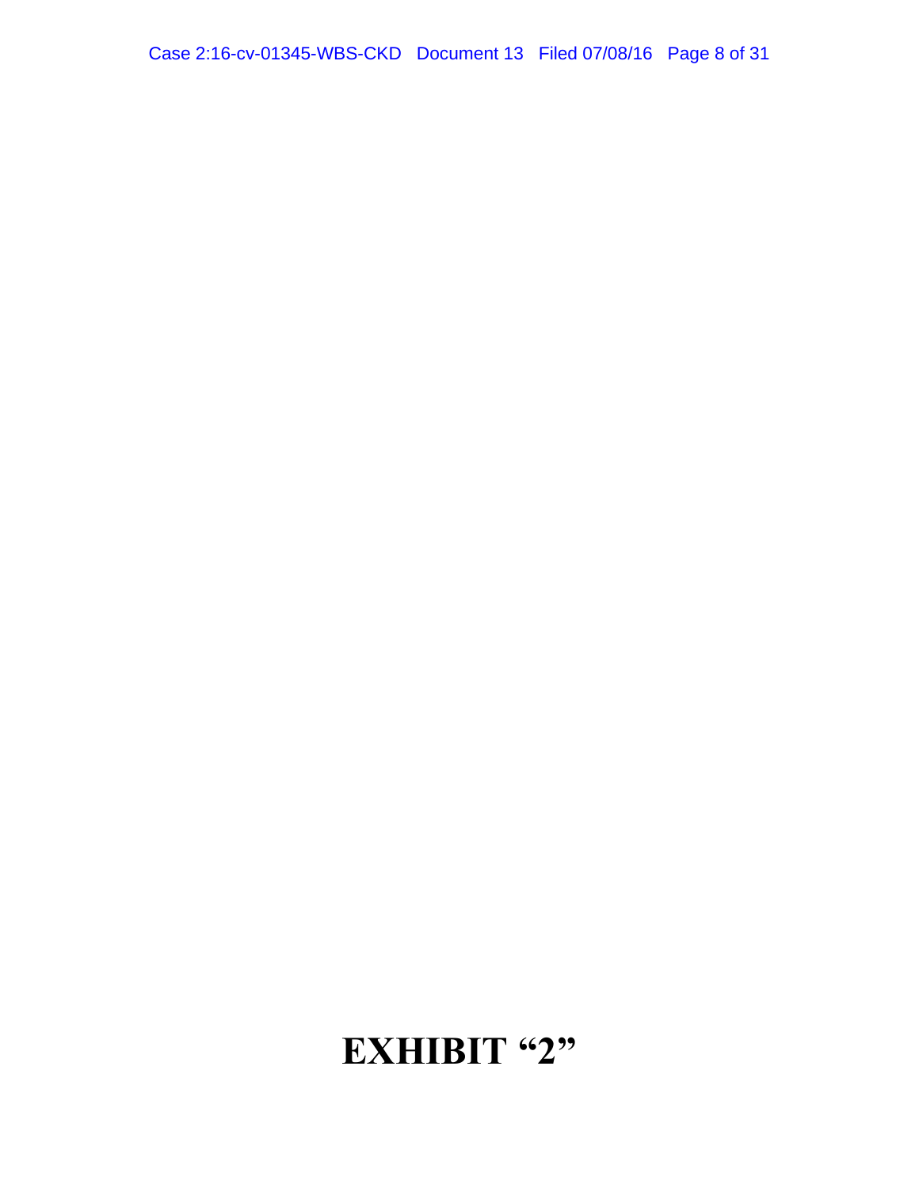# EXHIBIT "2"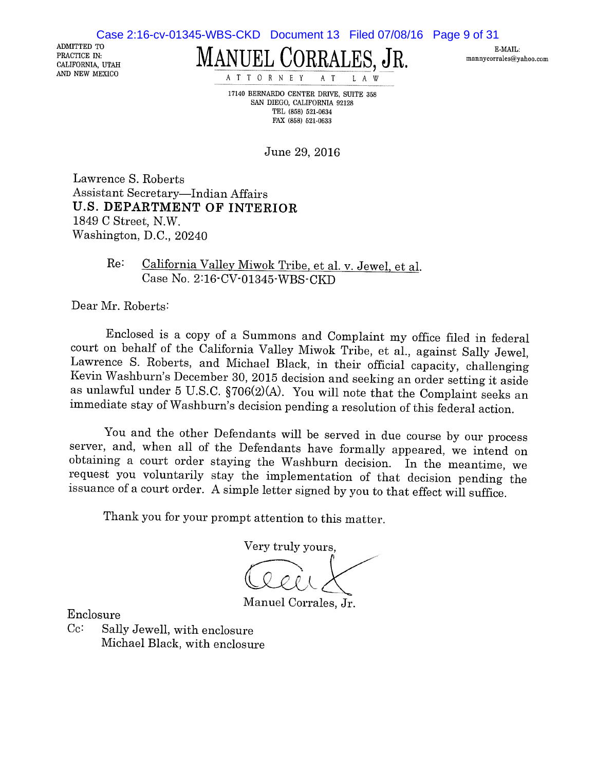ADMITTED TO PRACTICE IN: CALIFORNIA, UTAH AND NEW MEXICO

# MANUEL CORRALES, JR.

ATTORNEY AT LAW

E-MAIL: mannycorrales@yahoo.com

17140 BERNARDO CENTER DRIVE, SUITE 358
SAN DIEGO, CALIFORNIA 92128
TEL (858) 521-0634
FAX (858) 521-0633

June 29, 2016

Lawrence S. Roberts
Assistant Secretary—Indian Affairs
**U.S. DEPARTMENT OF INTERIOR**
1849 C Street, N.W.
Washington, D.C., 20240

Re: California Valley Miwok Tribe, et al. v. Jewel, et al.
Case No. 2:16-CV-01345-WBS-CKD

Dear Mr. Roberts:

Enclosed is a copy of a Summons and Complaint my office filed in federal court on behalf of the California Valley Miwok Tribe, et al., against Sally Jewel, Lawrence S. Roberts, and Michael Black, in their official capacity, challenging Kevin Washburn's December 30, 2015 decision and seeking an order setting it aside as unlawful under 5 U.S.C. §706(2)(A). You will note that the Complaint seeks an immediate stay of Washburn's decision pending a resolution of this federal action.

You and the other Defendants will be served in due course by our process server, and, when all of the Defendants have formally appeared, we intend on obtaining a court order staying the Washburn decision. In the meantime, we request you voluntarily stay the implementation of that decision pending the issuance of a court order. A simple letter signed by you to that effect will suffice.

Thank you for your prompt attention to this matter.

Very truly yours,

Manuel Corrales, Jr.

Enclosure
Cc: Sally Jewell, with enclosure
Michael Black, with enclosure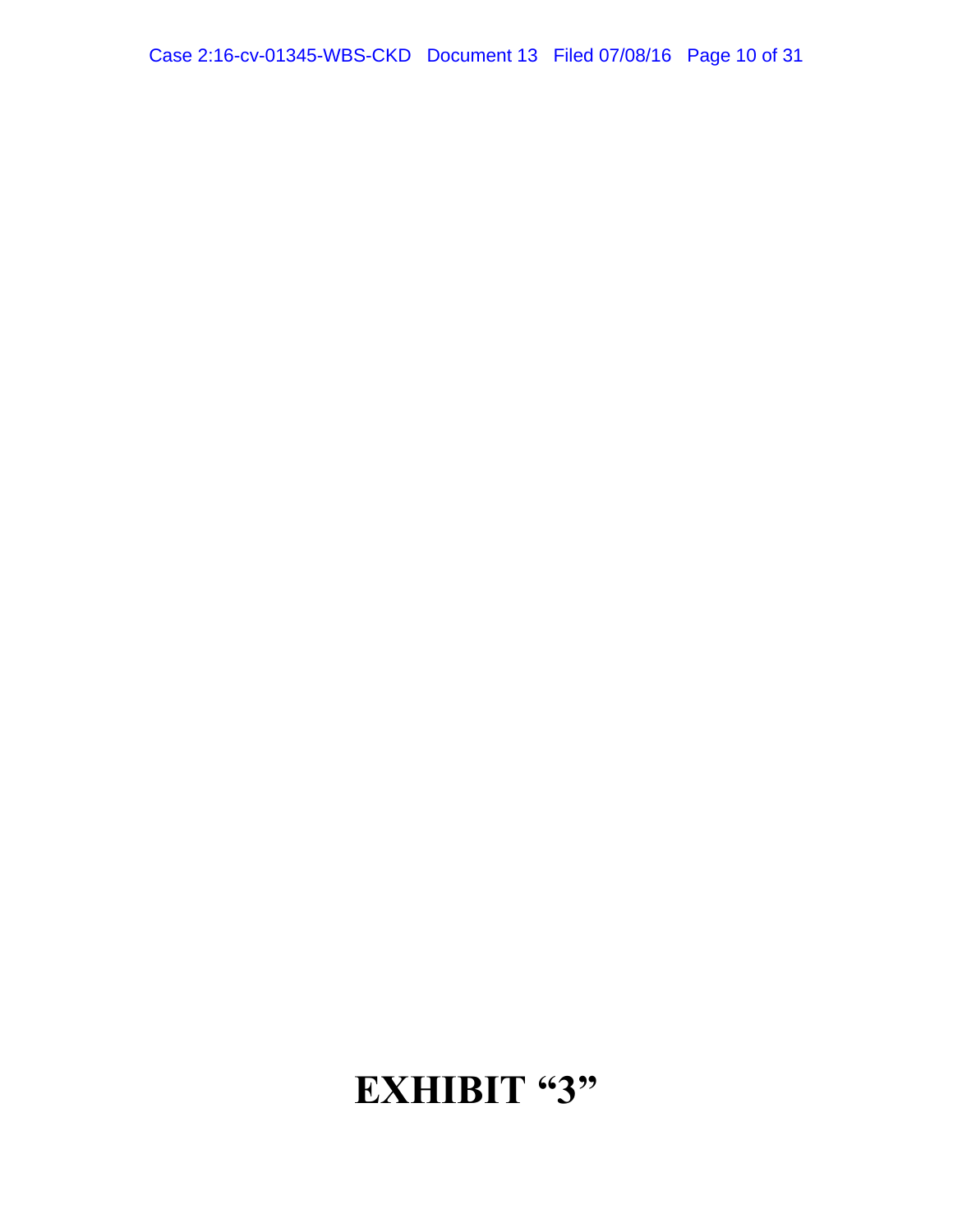# EXHIBIT "3"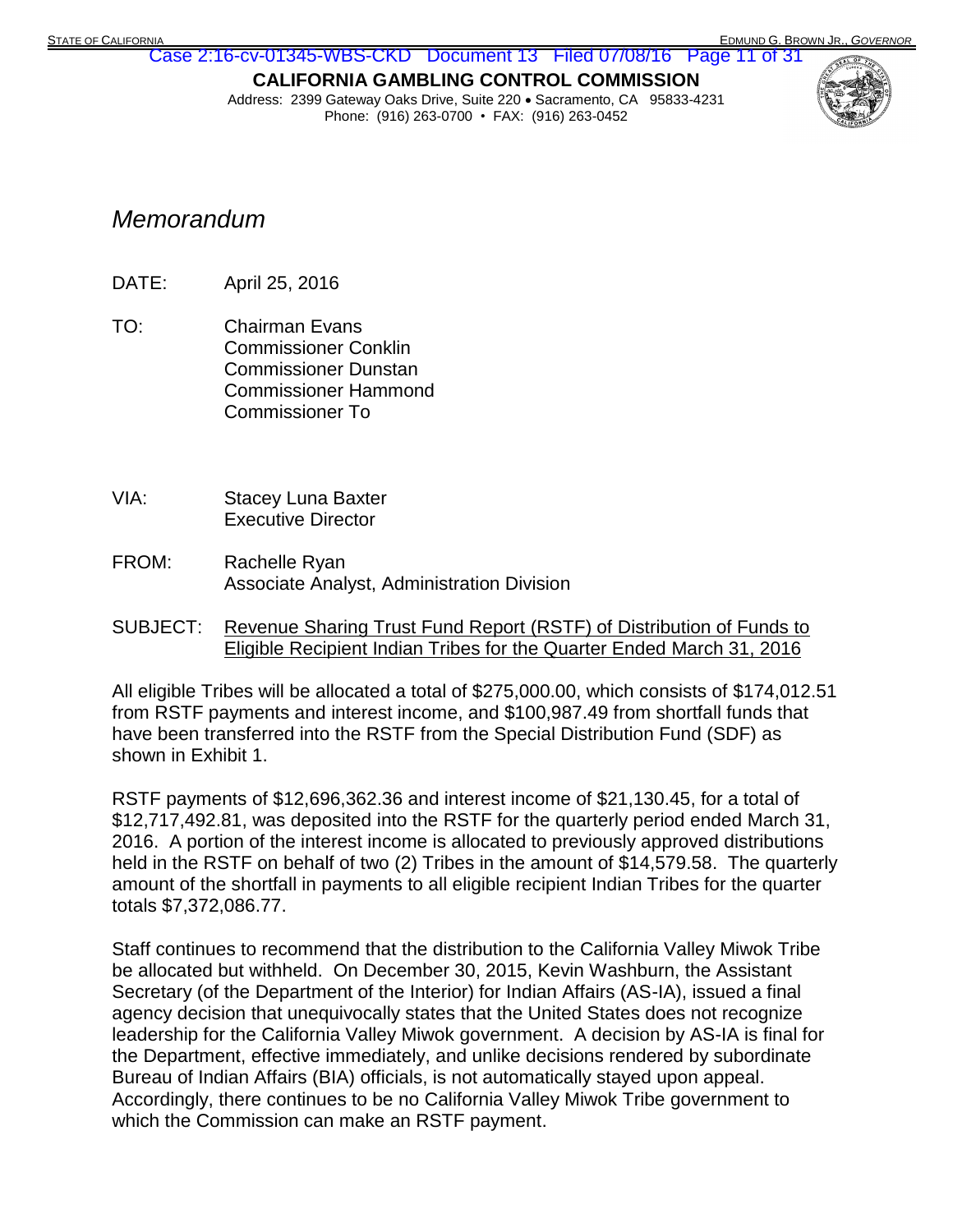STATE OF CALIFORNIA — EDMUND G. BROWN JR., *GOVERNOR*

**CALIFORNIA GAMBLING CONTROL COMMISSION**
Address: 2399 Gateway Oaks Drive, Suite 220 • Sacramento, CA 95833-4231
Phone: (916) 263-0700 • FAX: (916) 263-0452

# *Memorandum*

DATE: April 25, 2016

TO: Chairman Evans
Commissioner Conklin
Commissioner Dunstan
Commissioner Hammond
Commissioner To

VIA: Stacey Luna Baxter
Executive Director

FROM: Rachelle Ryan
Associate Analyst, Administration Division

SUBJECT: Revenue Sharing Trust Fund Report (RSTF) of Distribution of Funds to Eligible Recipient Indian Tribes for the Quarter Ended March 31, 2016

All eligible Tribes will be allocated a total of $275,000.00, which consists of $174,012.51 from RSTF payments and interest income, and $100,987.49 from shortfall funds that have been transferred into the RSTF from the Special Distribution Fund (SDF) as shown in Exhibit 1.

RSTF payments of $12,696,362.36 and interest income of $21,130.45, for a total of $12,717,492.81, was deposited into the RSTF for the quarterly period ended March 31, 2016. A portion of the interest income is allocated to previously approved distributions held in the RSTF on behalf of two (2) Tribes in the amount of $14,579.58. The quarterly amount of the shortfall in payments to all eligible recipient Indian Tribes for the quarter totals $7,372,086.77.

Staff continues to recommend that the distribution to the California Valley Miwok Tribe be allocated but withheld. On December 30, 2015, Kevin Washburn, the Assistant Secretary (of the Department of the Interior) for Indian Affairs (AS-IA), issued a final agency decision that unequivocally states that the United States does not recognize leadership for the California Valley Miwok government. A decision by AS-IA is final for the Department, effective immediately, and unlike decisions rendered by subordinate Bureau of Indian Affairs (BIA) officials, is not automatically stayed upon appeal. Accordingly, there continues to be no California Valley Miwok Tribe government to which the Commission can make an RSTF payment.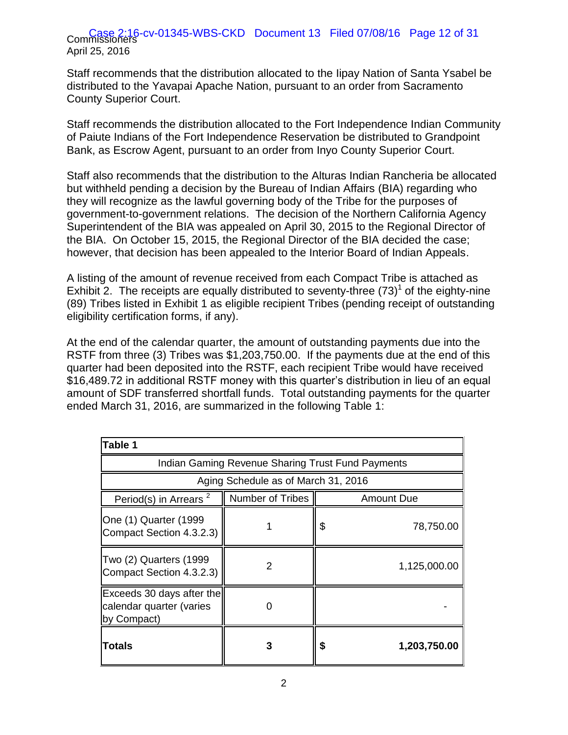Staff recommends that the distribution allocated to the Iipay Nation of Santa Ysabel be distributed to the Yavapai Apache Nation, pursuant to an order from Sacramento County Superior Court.

Staff recommends the distribution allocated to the Fort Independence Indian Community of Paiute Indians of the Fort Independence Reservation be distributed to Grandpoint Bank, as Escrow Agent, pursuant to an order from Inyo County Superior Court.

Staff also recommends that the distribution to the Alturas Indian Rancheria be allocated but withheld pending a decision by the Bureau of Indian Affairs (BIA) regarding who they will recognize as the lawful governing body of the Tribe for the purposes of government-to-government relations. The decision of the Northern California Agency Superintendent of the BIA was appealed on April 30, 2015 to the Regional Director of the BIA. On October 15, 2015, the Regional Director of the BIA decided the case; however, that decision has been appealed to the Interior Board of Indian Appeals.

A listing of the amount of revenue received from each Compact Tribe is attached as Exhibit 2. The receipts are equally distributed to seventy-three (73)[1] of the eighty-nine (89) Tribes listed in Exhibit 1 as eligible recipient Tribes (pending receipt of outstanding eligibility certification forms, if any).

At the end of the calendar quarter, the amount of outstanding payments due into the RSTF from three (3) Tribes was $1,203,750.00. If the payments due at the end of this quarter had been deposited into the RSTF, each recipient Tribe would have received $16,489.72 in additional RSTF money with this quarter's distribution in lieu of an equal amount of SDF transferred shortfall funds. Total outstanding payments for the quarter ended March 31, 2016, are summarized in the following Table 1:

| **Table 1** | | |
|---|---|---|
| Indian Gaming Revenue Sharing Trust Fund Payments | | |
| Aging Schedule as of March 31, 2016 | | |
| Period(s) in Arrears [2] | Number of Tribes | Amount Due |
| One (1) Quarter (1999 Compact Section 4.3.2.3) | 1 | $ 78,750.00 |
| Two (2) Quarters (1999 Compact Section 4.3.2.3) | 2 | 1,125,000.00 |
| Exceeds 30 days after the calendar quarter (varies by Compact) | 0 | - |
| **Totals** | **3** | **$ 1,203,750.00** |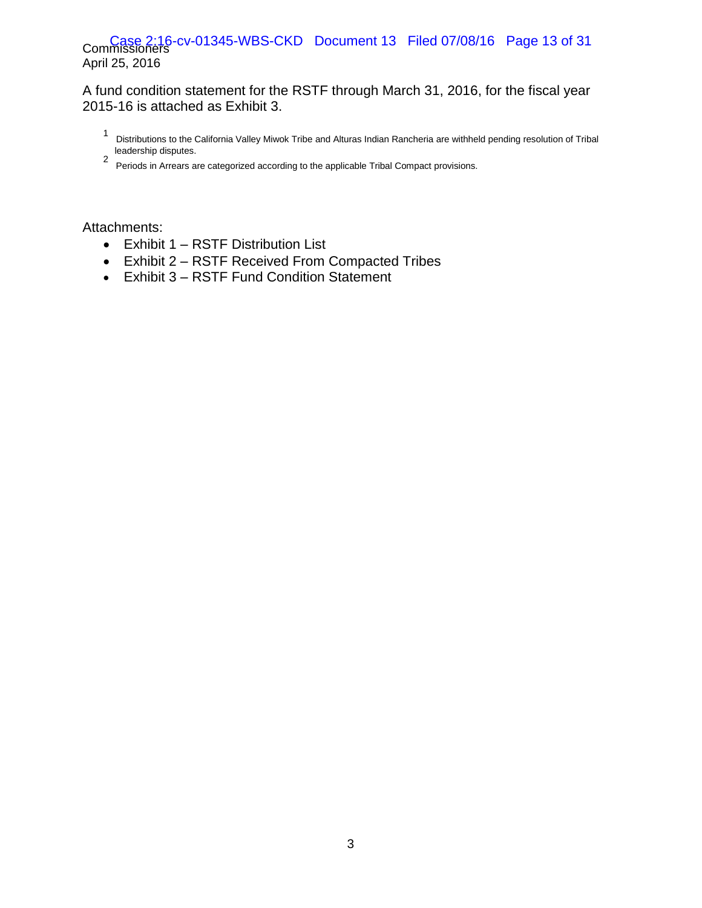A fund condition statement for the RSTF through March 31, 2016, for the fiscal year 2015-16 is attached as Exhibit 3.

[1] Distributions to the California Valley Miwok Tribe and Alturas Indian Rancheria are withheld pending resolution of Tribal leadership disputes.

[2] Periods in Arrears are categorized according to the applicable Tribal Compact provisions.

Attachments:

- Exhibit 1 – RSTF Distribution List
- Exhibit 2 – RSTF Received From Compacted Tribes
- Exhibit 3 – RSTF Fund Condition Statement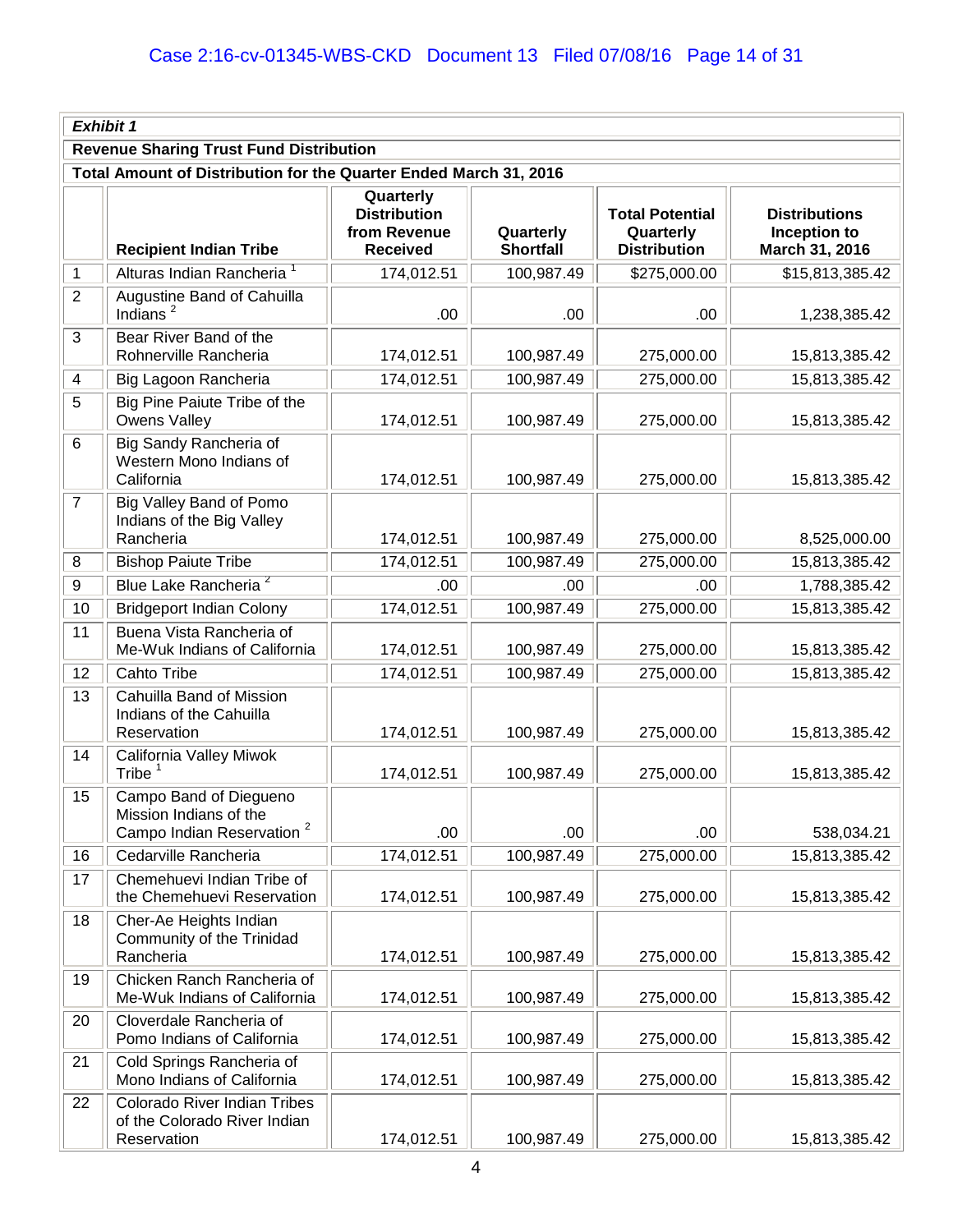| *Exhibit 1* | | | | | |
|---|---|---|---|---|---|
| **Revenue Sharing Trust Fund Distribution** | | | | | |
| **Total Amount of Distribution for the Quarter Ended March 31, 2016** | | | | | |
| | **Recipient Indian Tribe** | **Quarterly Distribution from Revenue Received** | **Quarterly Shortfall** | **Total Potential Quarterly Distribution** | **Distributions Inception to March 31, 2016** |
| 1 | Alturas Indian Rancheria [1] | 174,012.51 | 100,987.49 | $275,000.00 | $15,813,385.42 |
| 2 | Augustine Band of Cahuilla Indians [2] | .00 | .00 | .00 | 1,238,385.42 |
| 3 | Bear River Band of the Rohnerville Rancheria | 174,012.51 | 100,987.49 | 275,000.00 | 15,813,385.42 |
| 4 | Big Lagoon Rancheria | 174,012.51 | 100,987.49 | 275,000.00 | 15,813,385.42 |
| 5 | Big Pine Paiute Tribe of the Owens Valley | 174,012.51 | 100,987.49 | 275,000.00 | 15,813,385.42 |
| 6 | Big Sandy Rancheria of Western Mono Indians of California | 174,012.51 | 100,987.49 | 275,000.00 | 15,813,385.42 |
| 7 | Big Valley Band of Pomo Indians of the Big Valley Rancheria | 174,012.51 | 100,987.49 | 275,000.00 | 8,525,000.00 |
| 8 | Bishop Paiute Tribe | 174,012.51 | 100,987.49 | 275,000.00 | 15,813,385.42 |
| 9 | Blue Lake Rancheria [2] | .00 | .00 | .00 | 1,788,385.42 |
| 10 | Bridgeport Indian Colony | 174,012.51 | 100,987.49 | 275,000.00 | 15,813,385.42 |
| 11 | Buena Vista Rancheria of Me-Wuk Indians of California | 174,012.51 | 100,987.49 | 275,000.00 | 15,813,385.42 |
| 12 | Cahto Tribe | 174,012.51 | 100,987.49 | 275,000.00 | 15,813,385.42 |
| 13 | Cahuilla Band of Mission Indians of the Cahuilla Reservation | 174,012.51 | 100,987.49 | 275,000.00 | 15,813,385.42 |
| 14 | California Valley Miwok Tribe [1] | 174,012.51 | 100,987.49 | 275,000.00 | 15,813,385.42 |
| 15 | Campo Band of Diegueno Mission Indians of the Campo Indian Reservation [2] | .00 | .00 | .00 | 538,034.21 |
| 16 | Cedarville Rancheria | 174,012.51 | 100,987.49 | 275,000.00 | 15,813,385.42 |
| 17 | Chemehuevi Indian Tribe of the Chemehuevi Reservation | 174,012.51 | 100,987.49 | 275,000.00 | 15,813,385.42 |
| 18 | Cher-Ae Heights Indian Community of the Trinidad Rancheria | 174,012.51 | 100,987.49 | 275,000.00 | 15,813,385.42 |
| 19 | Chicken Ranch Rancheria of Me-Wuk Indians of California | 174,012.51 | 100,987.49 | 275,000.00 | 15,813,385.42 |
| 20 | Cloverdale Rancheria of Pomo Indians of California | 174,012.51 | 100,987.49 | 275,000.00 | 15,813,385.42 |
| 21 | Cold Springs Rancheria of Mono Indians of California | 174,012.51 | 100,987.49 | 275,000.00 | 15,813,385.42 |
| 22 | Colorado River Indian Tribes of the Colorado River Indian Reservation | 174,012.51 | 100,987.49 | 275,000.00 | 15,813,385.42 |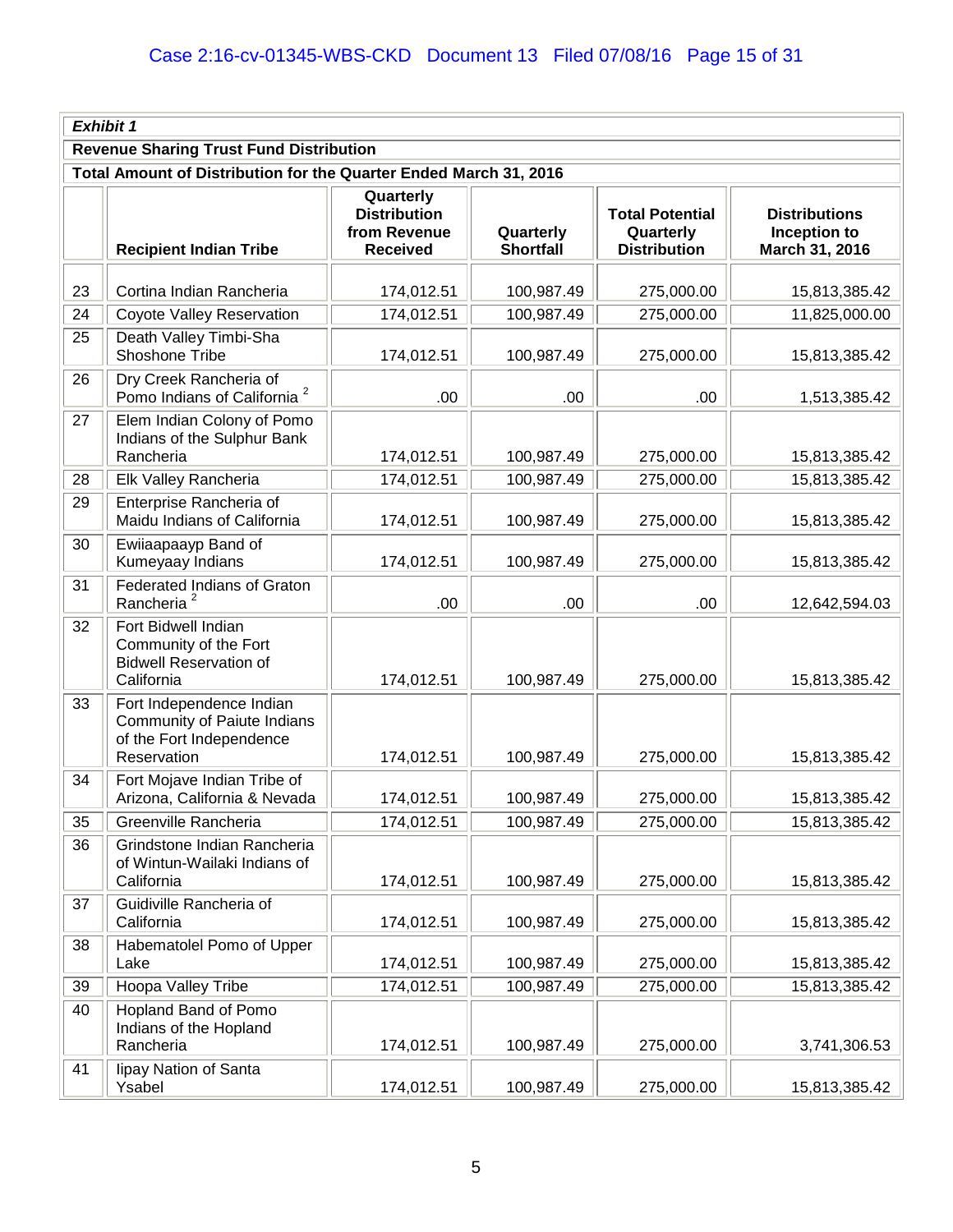**Exhibit 1**

**Revenue Sharing Trust Fund Distribution**

**Total Amount of Distribution for the Quarter Ended March 31, 2016**

| | Recipient Indian Tribe | Quarterly Distribution from Revenue Received | Quarterly Shortfall | Total Potential Quarterly Distribution | Distributions Inception to March 31, 2016 |
|---|---|---|---|---|---|
| 23 | Cortina Indian Rancheria | 174,012.51 | 100,987.49 | 275,000.00 | 15,813,385.42 |
| 24 | Coyote Valley Reservation | 174,012.51 | 100,987.49 | 275,000.00 | 11,825,000.00 |
| 25 | Death Valley Timbi-Sha Shoshone Tribe | 174,012.51 | 100,987.49 | 275,000.00 | 15,813,385.42 |
| 26 | Dry Creek Rancheria of Pomo Indians of California [2] | .00 | .00 | .00 | 1,513,385.42 |
| 27 | Elem Indian Colony of Pomo Indians of the Sulphur Bank Rancheria | 174,012.51 | 100,987.49 | 275,000.00 | 15,813,385.42 |
| 28 | Elk Valley Rancheria | 174,012.51 | 100,987.49 | 275,000.00 | 15,813,385.42 |
| 29 | Enterprise Rancheria of Maidu Indians of California | 174,012.51 | 100,987.49 | 275,000.00 | 15,813,385.42 |
| 30 | Ewiiaapaayp Band of Kumeyaay Indians | 174,012.51 | 100,987.49 | 275,000.00 | 15,813,385.42 |
| 31 | Federated Indians of Graton Rancheria [2] | .00 | .00 | .00 | 12,642,594.03 |
| 32 | Fort Bidwell Indian Community of the Fort Bidwell Reservation of California | 174,012.51 | 100,987.49 | 275,000.00 | 15,813,385.42 |
| 33 | Fort Independence Indian Community of Paiute Indians of the Fort Independence Reservation | 174,012.51 | 100,987.49 | 275,000.00 | 15,813,385.42 |
| 34 | Fort Mojave Indian Tribe of Arizona, California & Nevada | 174,012.51 | 100,987.49 | 275,000.00 | 15,813,385.42 |
| 35 | Greenville Rancheria | 174,012.51 | 100,987.49 | 275,000.00 | 15,813,385.42 |
| 36 | Grindstone Indian Rancheria of Wintun-Wailaki Indians of California | 174,012.51 | 100,987.49 | 275,000.00 | 15,813,385.42 |
| 37 | Guidiville Rancheria of California | 174,012.51 | 100,987.49 | 275,000.00 | 15,813,385.42 |
| 38 | Habematolel Pomo of Upper Lake | 174,012.51 | 100,987.49 | 275,000.00 | 15,813,385.42 |
| 39 | Hoopa Valley Tribe | 174,012.51 | 100,987.49 | 275,000.00 | 15,813,385.42 |
| 40 | Hopland Band of Pomo Indians of the Hopland Rancheria | 174,012.51 | 100,987.49 | 275,000.00 | 3,741,306.53 |
| 41 | Iipay Nation of Santa Ysabel | 174,012.51 | 100,987.49 | 275,000.00 | 15,813,385.42 |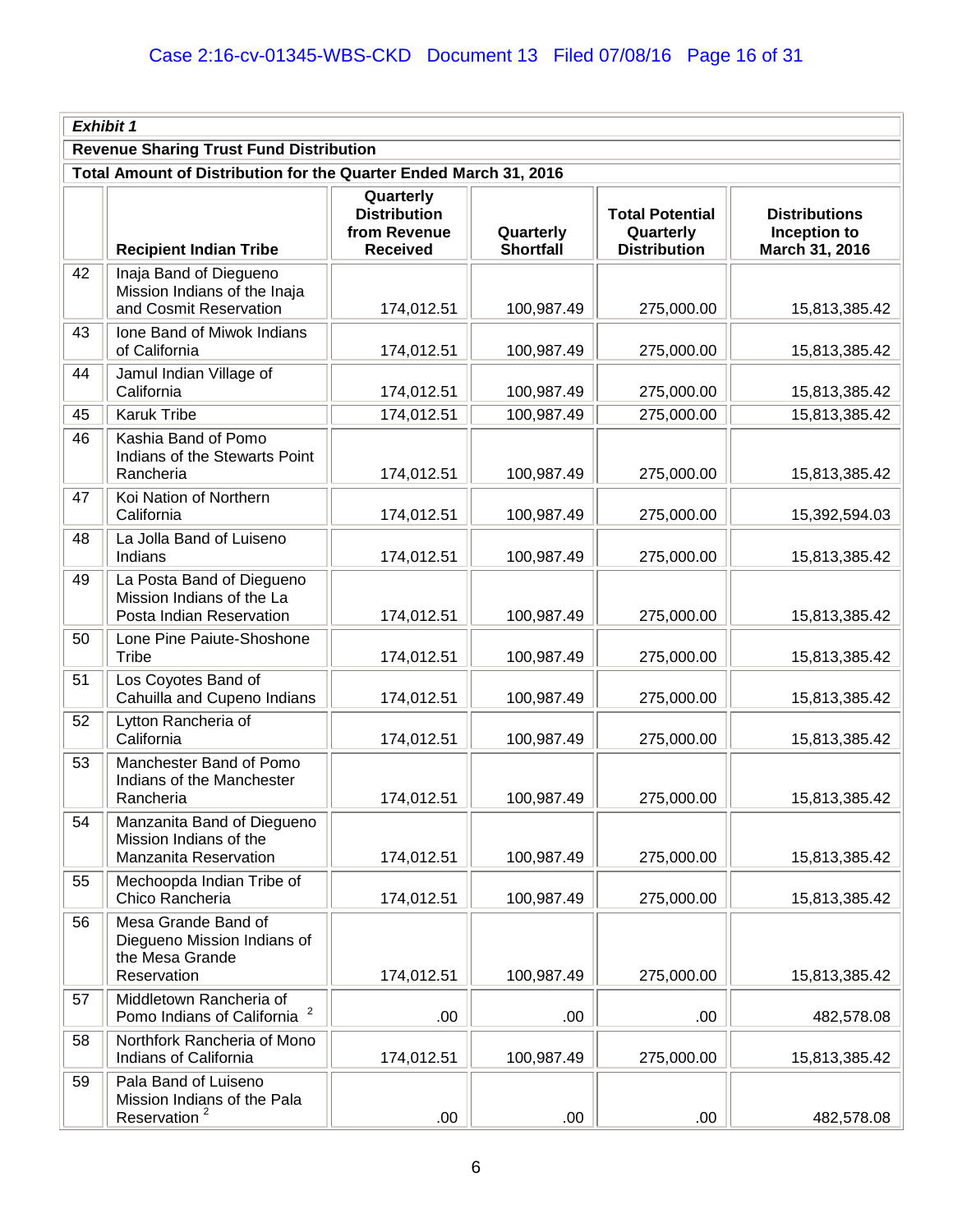| *Exhibit 1* | | | | | |
|---|---|---|---|---|---|
| **Revenue Sharing Trust Fund Distribution** | | | | | |
| **Total Amount of Distribution for the Quarter Ended March 31, 2016** | | | | | |
| | **Recipient Indian Tribe** | **Quarterly Distribution from Revenue Received** | **Quarterly Shortfall** | **Total Potential Quarterly Distribution** | **Distributions Inception to March 31, 2016** |
| 42 | Inaja Band of Diegueno Mission Indians of the Inaja and Cosmit Reservation | 174,012.51 | 100,987.49 | 275,000.00 | 15,813,385.42 |
| 43 | Ione Band of Miwok Indians of California | 174,012.51 | 100,987.49 | 275,000.00 | 15,813,385.42 |
| 44 | Jamul Indian Village of California | 174,012.51 | 100,987.49 | 275,000.00 | 15,813,385.42 |
| 45 | Karuk Tribe | 174,012.51 | 100,987.49 | 275,000.00 | 15,813,385.42 |
| 46 | Kashia Band of Pomo Indians of the Stewarts Point Rancheria | 174,012.51 | 100,987.49 | 275,000.00 | 15,813,385.42 |
| 47 | Koi Nation of Northern California | 174,012.51 | 100,987.49 | 275,000.00 | 15,392,594.03 |
| 48 | La Jolla Band of Luiseno Indians | 174,012.51 | 100,987.49 | 275,000.00 | 15,813,385.42 |
| 49 | La Posta Band of Diegueno Mission Indians of the La Posta Indian Reservation | 174,012.51 | 100,987.49 | 275,000.00 | 15,813,385.42 |
| 50 | Lone Pine Paiute-Shoshone Tribe | 174,012.51 | 100,987.49 | 275,000.00 | 15,813,385.42 |
| 51 | Los Coyotes Band of Cahuilla and Cupeno Indians | 174,012.51 | 100,987.49 | 275,000.00 | 15,813,385.42 |
| 52 | Lytton Rancheria of California | 174,012.51 | 100,987.49 | 275,000.00 | 15,813,385.42 |
| 53 | Manchester Band of Pomo Indians of the Manchester Rancheria | 174,012.51 | 100,987.49 | 275,000.00 | 15,813,385.42 |
| 54 | Manzanita Band of Diegueno Mission Indians of the Manzanita Reservation | 174,012.51 | 100,987.49 | 275,000.00 | 15,813,385.42 |
| 55 | Mechoopda Indian Tribe of Chico Rancheria | 174,012.51 | 100,987.49 | 275,000.00 | 15,813,385.42 |
| 56 | Mesa Grande Band of Diegueno Mission Indians of the Mesa Grande Reservation | 174,012.51 | 100,987.49 | 275,000.00 | 15,813,385.42 |
| 57 | Middletown Rancheria of Pomo Indians of California [2] | .00 | .00 | .00 | 482,578.08 |
| 58 | Northfork Rancheria of Mono Indians of California | 174,012.51 | 100,987.49 | 275,000.00 | 15,813,385.42 |
| 59 | Pala Band of Luiseno Mission Indians of the Pala Reservation [2] | .00 | .00 | .00 | 482,578.08 |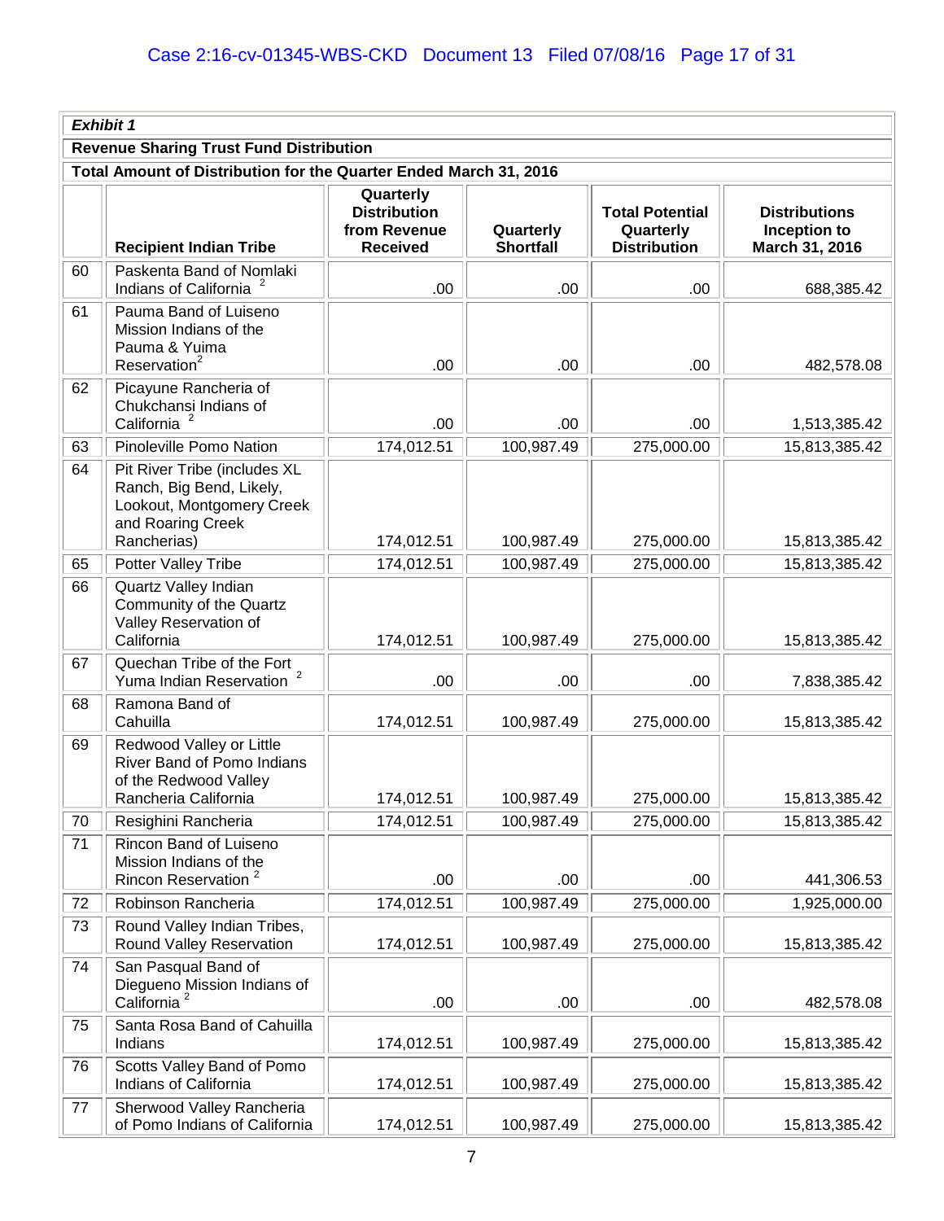| *Exhibit 1* | | | | | |
|---|---|---|---|---|---|
| **Revenue Sharing Trust Fund Distribution** | | | | | |
| **Total Amount of Distribution for the Quarter Ended March 31, 2016** | | | | | |
| | **Recipient Indian Tribe** | **Quarterly Distribution from Revenue Received** | **Quarterly Shortfall** | **Total Potential Quarterly Distribution** | **Distributions Inception to March 31, 2016** |
| 60 | Paskenta Band of Nomlaki Indians of California [2] | .00 | .00 | .00 | 688,385.42 |
| 61 | Pauma Band of Luiseno Mission Indians of the Pauma & Yuima Reservation[2] | .00 | .00 | .00 | 482,578.08 |
| 62 | Picayune Rancheria of Chukchansi Indians of California [2] | .00 | .00 | .00 | 1,513,385.42 |
| 63 | Pinoleville Pomo Nation | 174,012.51 | 100,987.49 | 275,000.00 | 15,813,385.42 |
| 64 | Pit River Tribe (includes XL Ranch, Big Bend, Likely, Lookout, Montgomery Creek and Roaring Creek Rancherias) | 174,012.51 | 100,987.49 | 275,000.00 | 15,813,385.42 |
| 65 | Potter Valley Tribe | 174,012.51 | 100,987.49 | 275,000.00 | 15,813,385.42 |
| 66 | Quartz Valley Indian Community of the Quartz Valley Reservation of California | 174,012.51 | 100,987.49 | 275,000.00 | 15,813,385.42 |
| 67 | Quechan Tribe of the Fort Yuma Indian Reservation [2] | .00 | .00 | .00 | 7,838,385.42 |
| 68 | Ramona Band of Cahuilla | 174,012.51 | 100,987.49 | 275,000.00 | 15,813,385.42 |
| 69 | Redwood Valley or Little River Band of Pomo Indians of the Redwood Valley Rancheria California | 174,012.51 | 100,987.49 | 275,000.00 | 15,813,385.42 |
| 70 | Resighini Rancheria | 174,012.51 | 100,987.49 | 275,000.00 | 15,813,385.42 |
| 71 | Rincon Band of Luiseno Mission Indians of the Rincon Reservation [2] | .00 | .00 | .00 | 441,306.53 |
| 72 | Robinson Rancheria | 174,012.51 | 100,987.49 | 275,000.00 | 1,925,000.00 |
| 73 | Round Valley Indian Tribes, Round Valley Reservation | 174,012.51 | 100,987.49 | 275,000.00 | 15,813,385.42 |
| 74 | San Pasqual Band of Diegueno Mission Indians of California [2] | .00 | .00 | .00 | 482,578.08 |
| 75 | Santa Rosa Band of Cahuilla Indians | 174,012.51 | 100,987.49 | 275,000.00 | 15,813,385.42 |
| 76 | Scotts Valley Band of Pomo Indians of California | 174,012.51 | 100,987.49 | 275,000.00 | 15,813,385.42 |
| 77 | Sherwood Valley Rancheria of Pomo Indians of California | 174,012.51 | 100,987.49 | 275,000.00 | 15,813,385.42 |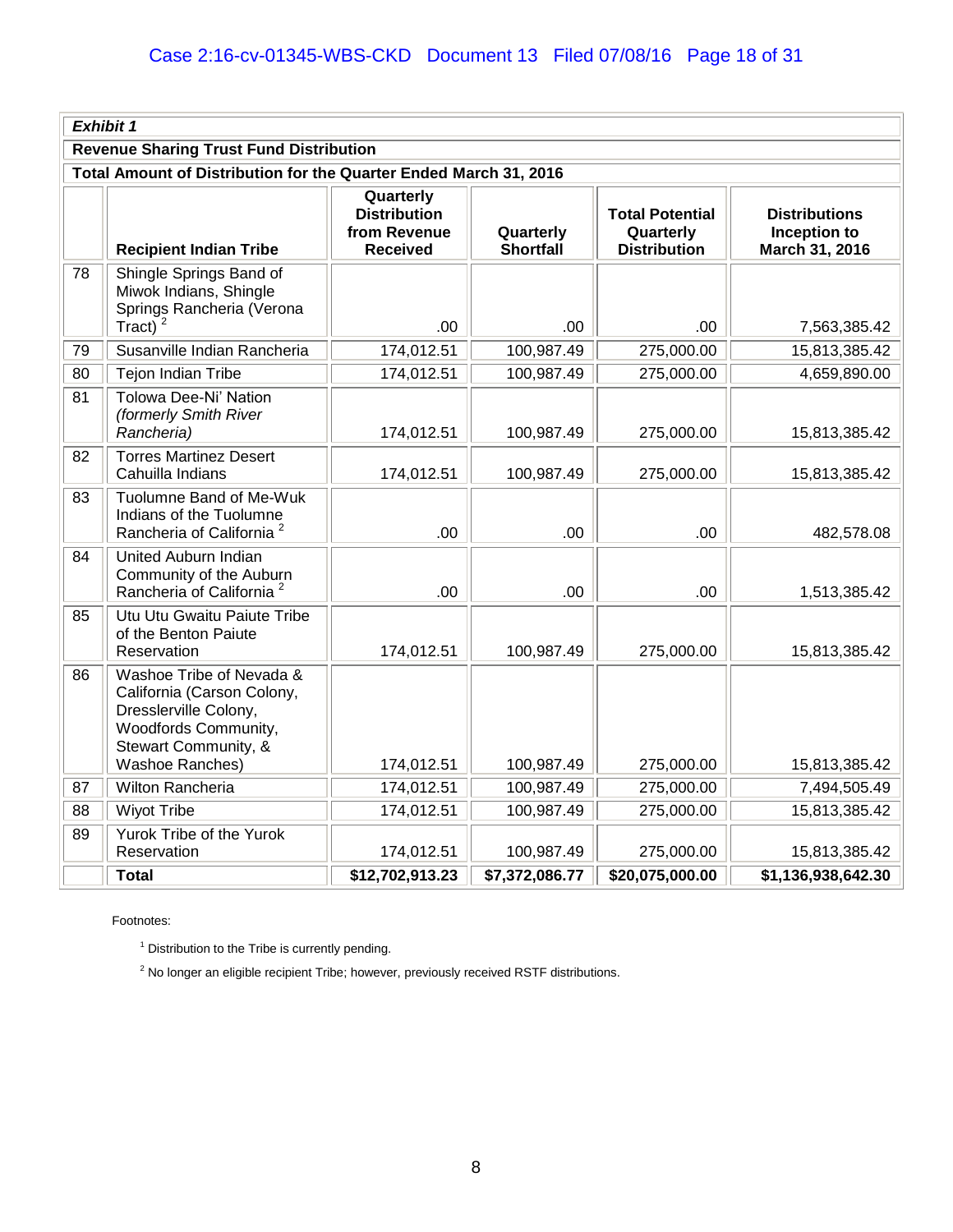| *Exhibit 1* | | | | | |
|---|---|---|---|---|---|
| **Revenue Sharing Trust Fund Distribution** | | | | | |
| **Total Amount of Distribution for the Quarter Ended March 31, 2016** | | | | | |
| | **Recipient Indian Tribe** | **Quarterly Distribution from Revenue Received** | **Quarterly Shortfall** | **Total Potential Quarterly Distribution** | **Distributions Inception to March 31, 2016** |
| 78 | Shingle Springs Band of Miwok Indians, Shingle Springs Rancheria (Verona Tract) [2] | .00 | .00 | .00 | 7,563,385.42 |
| 79 | Susanville Indian Rancheria | 174,012.51 | 100,987.49 | 275,000.00 | 15,813,385.42 |
| 80 | Tejon Indian Tribe | 174,012.51 | 100,987.49 | 275,000.00 | 4,659,890.00 |
| 81 | Tolowa Dee-Ni' Nation *(formerly Smith River Rancheria)* | 174,012.51 | 100,987.49 | 275,000.00 | 15,813,385.42 |
| 82 | Torres Martinez Desert Cahuilla Indians | 174,012.51 | 100,987.49 | 275,000.00 | 15,813,385.42 |
| 83 | Tuolumne Band of Me-Wuk Indians of the Tuolumne Rancheria of California [2] | .00 | .00 | .00 | 482,578.08 |
| 84 | United Auburn Indian Community of the Auburn Rancheria of California [2] | .00 | .00 | .00 | 1,513,385.42 |
| 85 | Utu Utu Gwaitu Paiute Tribe of the Benton Paiute Reservation | 174,012.51 | 100,987.49 | 275,000.00 | 15,813,385.42 |
| 86 | Washoe Tribe of Nevada & California (Carson Colony, Dresslerville Colony, Woodfords Community, Stewart Community, & Washoe Ranches) | 174,012.51 | 100,987.49 | 275,000.00 | 15,813,385.42 |
| 87 | Wilton Rancheria | 174,012.51 | 100,987.49 | 275,000.00 | 7,494,505.49 |
| 88 | Wiyot Tribe | 174,012.51 | 100,987.49 | 275,000.00 | 15,813,385.42 |
| 89 | Yurok Tribe of the Yurok Reservation | 174,012.51 | 100,987.49 | 275,000.00 | 15,813,385.42 |
| | **Total** | **$12,702,913.23** | **$7,372,086.77** | **$20,075,000.00** | **$1,136,938,642.30** |

Footnotes:

[1] Distribution to the Tribe is currently pending.

[2] No longer an eligible recipient Tribe; however, previously received RSTF distributions.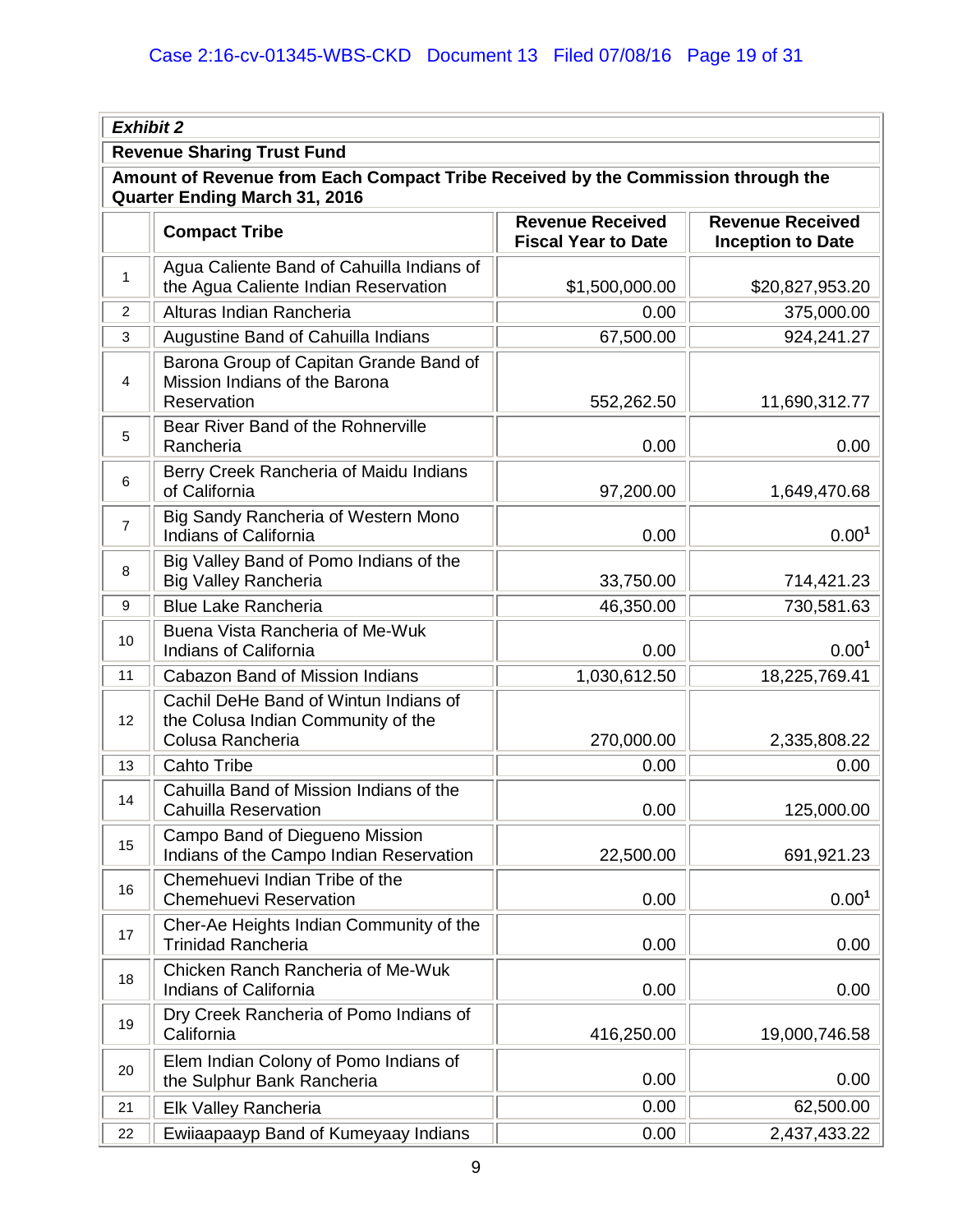***Exhibit 2***

**Revenue Sharing Trust Fund**

**Amount of Revenue from Each Compact Tribe Received by the Commission through the Quarter Ending March 31, 2016**

| | Compact Tribe | Revenue Received Fiscal Year to Date | Revenue Received Inception to Date |
|---|---|---|---|
| 1 | Agua Caliente Band of Cahuilla Indians of the Agua Caliente Indian Reservation | $1,500,000.00 | $20,827,953.20 |
| 2 | Alturas Indian Rancheria | 0.00 | 375,000.00 |
| 3 | Augustine Band of Cahuilla Indians | 67,500.00 | 924,241.27 |
| 4 | Barona Group of Capitan Grande Band of Mission Indians of the Barona Reservation | 552,262.50 | 11,690,312.77 |
| 5 | Bear River Band of the Rohnerville Rancheria | 0.00 | 0.00 |
| 6 | Berry Creek Rancheria of Maidu Indians of California | 97,200.00 | 1,649,470.68 |
| 7 | Big Sandy Rancheria of Western Mono Indians of California | 0.00 | 0.00[1] |
| 8 | Big Valley Band of Pomo Indians of the Big Valley Rancheria | 33,750.00 | 714,421.23 |
| 9 | Blue Lake Rancheria | 46,350.00 | 730,581.63 |
| 10 | Buena Vista Rancheria of Me-Wuk Indians of California | 0.00 | 0.00[1] |
| 11 | Cabazon Band of Mission Indians | 1,030,612.50 | 18,225,769.41 |
| 12 | Cachil DeHe Band of Wintun Indians of the Colusa Indian Community of the Colusa Rancheria | 270,000.00 | 2,335,808.22 |
| 13 | Cahto Tribe | 0.00 | 0.00 |
| 14 | Cahuilla Band of Mission Indians of the Cahuilla Reservation | 0.00 | 125,000.00 |
| 15 | Campo Band of Diegueno Mission Indians of the Campo Indian Reservation | 22,500.00 | 691,921.23 |
| 16 | Chemehuevi Indian Tribe of the Chemehuevi Reservation | 0.00 | 0.00[1] |
| 17 | Cher-Ae Heights Indian Community of the Trinidad Rancheria | 0.00 | 0.00 |
| 18 | Chicken Ranch Rancheria of Me-Wuk Indians of California | 0.00 | 0.00 |
| 19 | Dry Creek Rancheria of Pomo Indians of California | 416,250.00 | 19,000,746.58 |
| 20 | Elem Indian Colony of Pomo Indians of the Sulphur Bank Rancheria | 0.00 | 0.00 |
| 21 | Elk Valley Rancheria | 0.00 | 62,500.00 |
| 22 | Ewiiaapaayp Band of Kumeyaay Indians | 0.00 | 2,437,433.22 |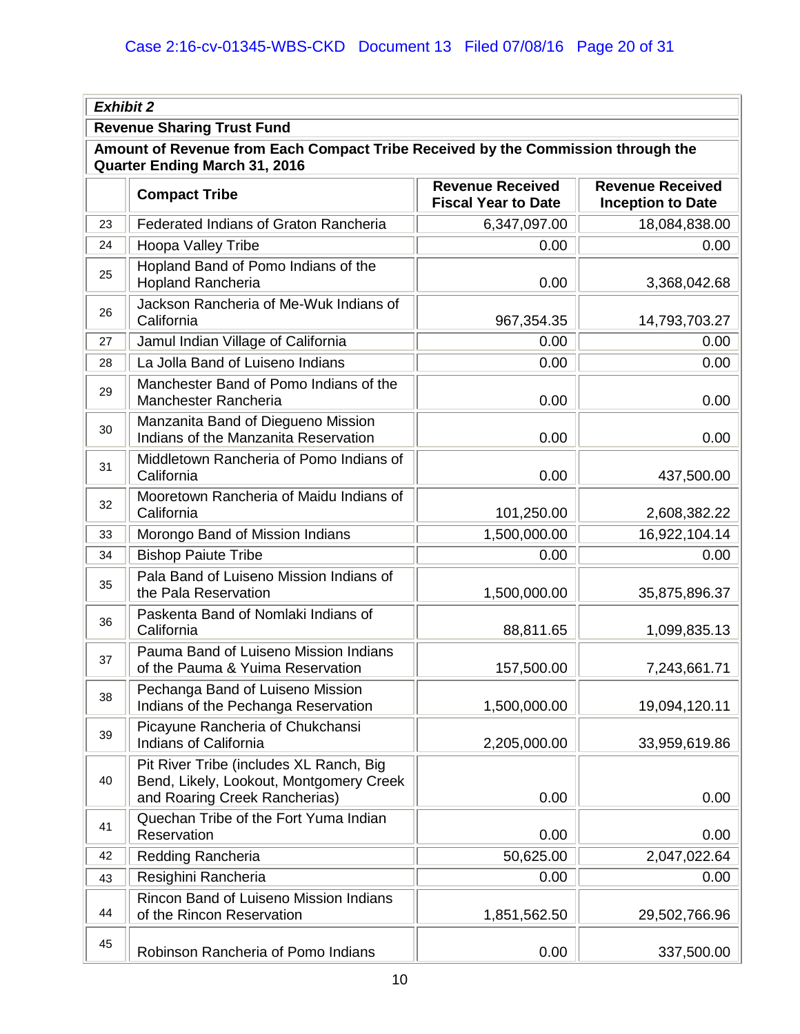***Exhibit 2***

**Revenue Sharing Trust Fund**

**Amount of Revenue from Each Compact Tribe Received by the Commission through the Quarter Ending March 31, 2016**

| | **Compact Tribe** | **Revenue Received Fiscal Year to Date** | **Revenue Received Inception to Date** |
|---|---|---|---|
| 23 | Federated Indians of Graton Rancheria | 6,347,097.00 | 18,084,838.00 |
| 24 | Hoopa Valley Tribe | 0.00 | 0.00 |
| 25 | Hopland Band of Pomo Indians of the Hopland Rancheria | 0.00 | 3,368,042.68 |
| 26 | Jackson Rancheria of Me-Wuk Indians of California | 967,354.35 | 14,793,703.27 |
| 27 | Jamul Indian Village of California | 0.00 | 0.00 |
| 28 | La Jolla Band of Luiseno Indians | 0.00 | 0.00 |
| 29 | Manchester Band of Pomo Indians of the Manchester Rancheria | 0.00 | 0.00 |
| 30 | Manzanita Band of Diegueno Mission Indians of the Manzanita Reservation | 0.00 | 0.00 |
| 31 | Middletown Rancheria of Pomo Indians of California | 0.00 | 437,500.00 |
| 32 | Mooretown Rancheria of Maidu Indians of California | 101,250.00 | 2,608,382.22 |
| 33 | Morongo Band of Mission Indians | 1,500,000.00 | 16,922,104.14 |
| 34 | Bishop Paiute Tribe | 0.00 | 0.00 |
| 35 | Pala Band of Luiseno Mission Indians of the Pala Reservation | 1,500,000.00 | 35,875,896.37 |
| 36 | Paskenta Band of Nomlaki Indians of California | 88,811.65 | 1,099,835.13 |
| 37 | Pauma Band of Luiseno Mission Indians of the Pauma & Yuima Reservation | 157,500.00 | 7,243,661.71 |
| 38 | Pechanga Band of Luiseno Mission Indians of the Pechanga Reservation | 1,500,000.00 | 19,094,120.11 |
| 39 | Picayune Rancheria of Chukchansi Indians of California | 2,205,000.00 | 33,959,619.86 |
| 40 | Pit River Tribe (includes XL Ranch, Big Bend, Likely, Lookout, Montgomery Creek and Roaring Creek Rancherias) | 0.00 | 0.00 |
| 41 | Quechan Tribe of the Fort Yuma Indian Reservation | 0.00 | 0.00 |
| 42 | Redding Rancheria | 50,625.00 | 2,047,022.64 |
| 43 | Resighini Rancheria | 0.00 | 0.00 |
| 44 | Rincon Band of Luiseno Mission Indians of the Rincon Reservation | 1,851,562.50 | 29,502,766.96 |
| 45 | Robinson Rancheria of Pomo Indians | 0.00 | 337,500.00 |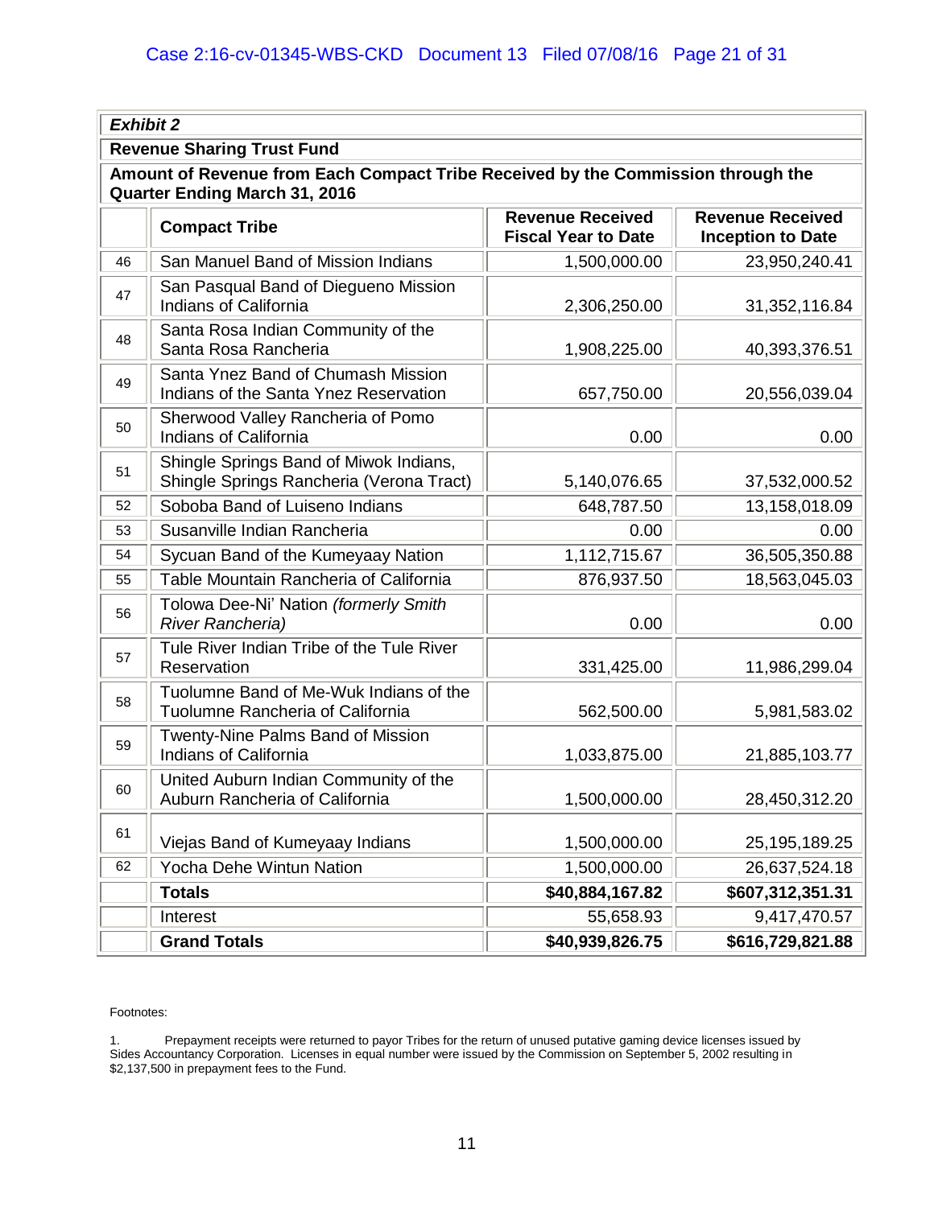**Exhibit 2**

**Revenue Sharing Trust Fund**

**Amount of Revenue from Each Compact Tribe Received by the Commission through the Quarter Ending March 31, 2016**

| | Compact Tribe | Revenue Received Fiscal Year to Date | Revenue Received Inception to Date |
|---|---|---|---|
| 46 | San Manuel Band of Mission Indians | 1,500,000.00 | 23,950,240.41 |
| 47 | San Pasqual Band of Diegueno Mission Indians of California | 2,306,250.00 | 31,352,116.84 |
| 48 | Santa Rosa Indian Community of the Santa Rosa Rancheria | 1,908,225.00 | 40,393,376.51 |
| 49 | Santa Ynez Band of Chumash Mission Indians of the Santa Ynez Reservation | 657,750.00 | 20,556,039.04 |
| 50 | Sherwood Valley Rancheria of Pomo Indians of California | 0.00 | 0.00 |
| 51 | Shingle Springs Band of Miwok Indians, Shingle Springs Rancheria (Verona Tract) | 5,140,076.65 | 37,532,000.52 |
| 52 | Soboba Band of Luiseno Indians | 648,787.50 | 13,158,018.09 |
| 53 | Susanville Indian Rancheria | 0.00 | 0.00 |
| 54 | Sycuan Band of the Kumeyaay Nation | 1,112,715.67 | 36,505,350.88 |
| 55 | Table Mountain Rancheria of California | 876,937.50 | 18,563,045.03 |
| 56 | Tolowa Dee-Ni' Nation *(formerly Smith River Rancheria)* | 0.00 | 0.00 |
| 57 | Tule River Indian Tribe of the Tule River Reservation | 331,425.00 | 11,986,299.04 |
| 58 | Tuolumne Band of Me-Wuk Indians of the Tuolumne Rancheria of California | 562,500.00 | 5,981,583.02 |
| 59 | Twenty-Nine Palms Band of Mission Indians of California | 1,033,875.00 | 21,885,103.77 |
| 60 | United Auburn Indian Community of the Auburn Rancheria of California | 1,500,000.00 | 28,450,312.20 |
| 61 | Viejas Band of Kumeyaay Indians | 1,500,000.00 | 25,195,189.25 |
| 62 | Yocha Dehe Wintun Nation | 1,500,000.00 | 26,637,524.18 |
| | **Totals** | **$40,884,167.82** | **$607,312,351.31** |
| | Interest | 55,658.93 | 9,417,470.57 |
| | **Grand Totals** | **$40,939,826.75** | **$616,729,821.88** |

Footnotes:

1. Prepayment receipts were returned to payor Tribes for the return of unused putative gaming device licenses issued by Sides Accountancy Corporation. Licenses in equal number were issued by the Commission on September 5, 2002 resulting in $2,137,500 in prepayment fees to the Fund.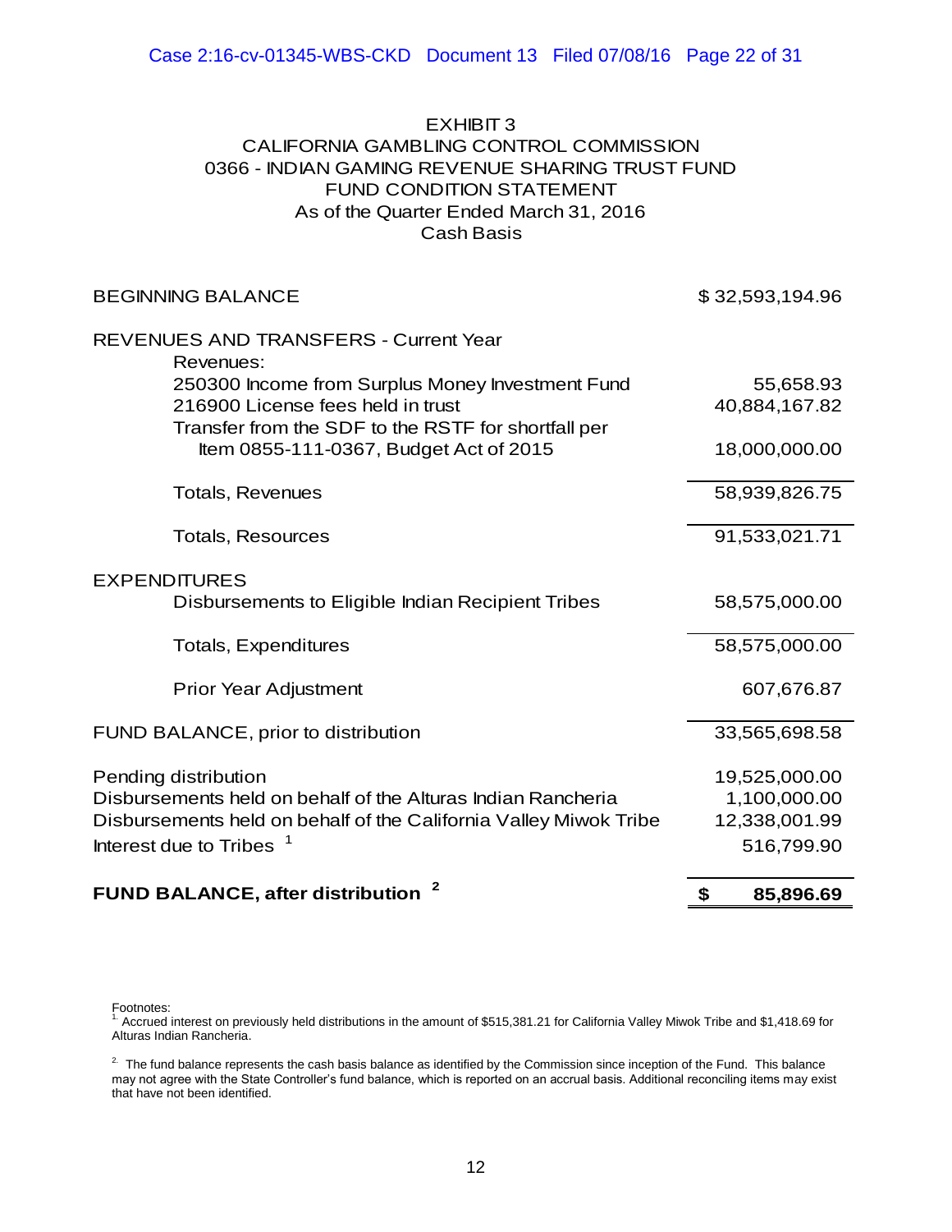# EXHIBIT 3

## CALIFORNIA GAMBLING CONTROL COMMISSION
## 0366 - INDIAN GAMING REVENUE SHARING TRUST FUND
## FUND CONDITION STATEMENT
## As of the Quarter Ended March 31, 2016
## Cash Basis

| | |
|---|---|
| BEGINNING BALANCE | $ 32,593,194.96 |
| REVENUES AND TRANSFERS - Current Year | |
| Revenues: | |
| 250300 Income from Surplus Money Investment Fund | 55,658.93 |
| 216900 License fees held in trust | 40,884,167.82 |
| Transfer from the SDF to the RSTF for shortfall per Item 0855-111-0367, Budget Act of 2015 | 18,000,000.00 |
| Totals, Revenues | 58,939,826.75 |
| Totals, Resources | 91,533,021.71 |
| EXPENDITURES | |
| Disbursements to Eligible Indian Recipient Tribes | 58,575,000.00 |
| Totals, Expenditures | 58,575,000.00 |
| Prior Year Adjustment | 607,676.87 |
| FUND BALANCE, prior to distribution | 33,565,698.58 |
| Pending distribution | 19,525,000.00 |
| Disbursements held on behalf of the Alturas Indian Rancheria | 1,100,000.00 |
| Disbursements held on behalf of the California Valley Miwok Tribe | 12,338,001.99 |
| Interest due to Tribes [1] | 516,799.90 |
| **FUND BALANCE, after distribution [2]** | **$ 85,896.69** |

Footnotes:

[1] Accrued interest on previously held distributions in the amount of $515,381.21 for California Valley Miwok Tribe and $1,418.69 for Alturas Indian Rancheria.

[2] The fund balance represents the cash basis balance as identified by the Commission since inception of the Fund. This balance may not agree with the State Controller's fund balance, which is reported on an accrual basis. Additional reconciling items may exist that have not been identified.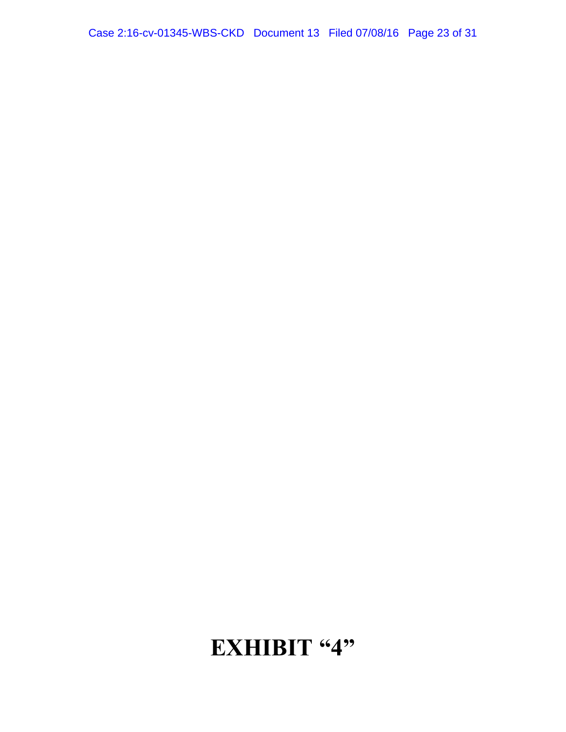# EXHIBIT "4"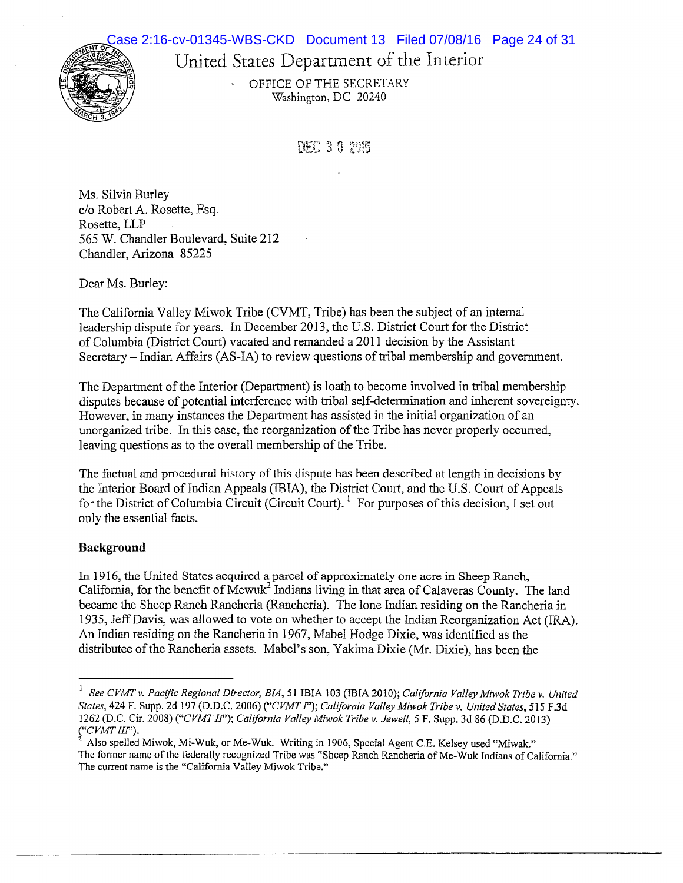United States Department of the Interior

OFFICE OF THE SECRETARY
Washington, DC 20240

DEC 30 2015

Ms. Silvia Burley
c/o Robert A. Rosette, Esq.
Rosette, LLP
565 W. Chandler Boulevard, Suite 212
Chandler, Arizona 85225

Dear Ms. Burley:

The California Valley Miwok Tribe (CVMT, Tribe) has been the subject of an internal leadership dispute for years. In December 2013, the U.S. District Court for the District of Columbia (District Court) vacated and remanded a 2011 decision by the Assistant Secretary – Indian Affairs (AS-IA) to review questions of tribal membership and government.

The Department of the Interior (Department) is loath to become involved in tribal membership disputes because of potential interference with tribal self-determination and inherent sovereignty. However, in many instances the Department has assisted in the initial organization of an unorganized tribe. In this case, the reorganization of the Tribe has never properly occurred, leaving questions as to the overall membership of the Tribe.

The factual and procedural history of this dispute has been described at length in decisions by the Interior Board of Indian Appeals (IBIA), the District Court, and the U.S. Court of Appeals for the District of Columbia Circuit (Circuit Court).[1] For purposes of this decision, I set out only the essential facts.

**Background**

In 1916, the United States acquired a parcel of approximately one acre in Sheep Ranch, California, for the benefit of Mewuk[2] Indians living in that area of Calaveras County. The land became the Sheep Ranch Rancheria (Rancheria). The lone Indian residing on the Rancheria in 1935, Jeff Davis, was allowed to vote on whether to accept the Indian Reorganization Act (IRA). An Indian residing on the Rancheria in 1967, Mabel Hodge Dixie, was identified as the distributee of the Rancheria assets. Mabel's son, Yakima Dixie (Mr. Dixie), has been the

---

[1] *See CVMT v. Pacific Regional Director, BIA*, 51 IBIA 103 (IBIA 2010); *California Valley Miwok Tribe v. United States*, 424 F. Supp. 2d 197 (D.D.C. 2006) ("*CVMT I*"); *California Valley Miwok Tribe v. United States*, 515 F.3d 1262 (D.C. Cir. 2008) ("*CVMT II*"); *California Valley Miwok Tribe v. Jewell*, 5 F. Supp. 3d 86 (D.D.C. 2013) ("*CVMT III*").

[2] Also spelled Miwok, Mi-Wuk, or Me-Wuk. Writing in 1906, Special Agent C.E. Kelsey used "Miwak." The former name of the federally recognized Tribe was "Sheep Ranch Rancheria of Me-Wuk Indians of California." The current name is the "California Valley Miwok Tribe."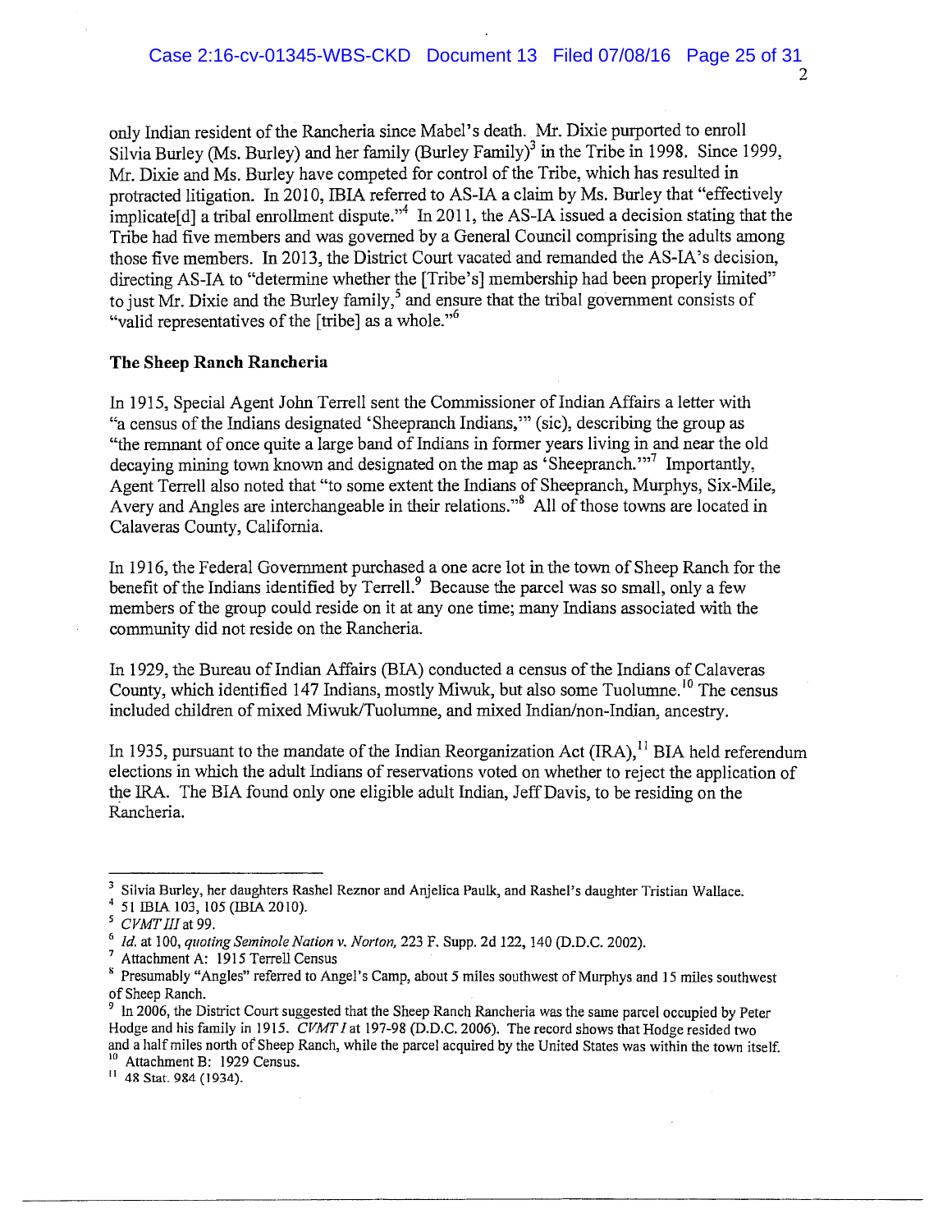only Indian resident of the Rancheria since Mabel's death. Mr. Dixie purported to enroll Silvia Burley (Ms. Burley) and her family (Burley Family)[3] in the Tribe in 1998. Since 1999, Mr. Dixie and Ms. Burley have competed for control of the Tribe, which has resulted in protracted litigation. In 2010, IBIA referred to AS-IA a claim by Ms. Burley that "effectively implicate[d] a tribal enrollment dispute."[4] In 2011, the AS-IA issued a decision stating that the Tribe had five members and was governed by a General Council comprising the adults among those five members. In 2013, the District Court vacated and remanded the AS-IA's decision, directing AS-IA to "determine whether the [Tribe's] membership had been properly limited" to just Mr. Dixie and the Burley family,[5] and ensure that the tribal government consists of "valid representatives of the [tribe] as a whole."[6]

**The Sheep Ranch Rancheria**

In 1915, Special Agent John Terrell sent the Commissioner of Indian Affairs a letter with "a census of the Indians designated 'Sheepranch Indians,'" (sic), describing the group as "the remnant of once quite a large band of Indians in former years living in and near the old decaying mining town known and designated on the map as 'Sheepranch.'"[7] Importantly, Agent Terrell also noted that "to some extent the Indians of Sheepranch, Murphys, Six-Mile, Avery and Angles are interchangeable in their relations."[8] All of those towns are located in Calaveras County, California.

In 1916, the Federal Government purchased a one acre lot in the town of Sheep Ranch for the benefit of the Indians identified by Terrell.[9] Because the parcel was so small, only a few members of the group could reside on it at any one time; many Indians associated with the community did not reside on the Rancheria.

In 1929, the Bureau of Indian Affairs (BIA) conducted a census of the Indians of Calaveras County, which identified 147 Indians, mostly Miwuk, but also some Tuolumne.[10] The census included children of mixed Miwuk/Tuolumne, and mixed Indian/non-Indian, ancestry.

In 1935, pursuant to the mandate of the Indian Reorganization Act (IRA),[11] BIA held referendum elections in which the adult Indians of reservations voted on whether to reject the application of the IRA. The BIA found only one eligible adult Indian, Jeff Davis, to be residing on the Rancheria.

---

[3] Silvia Burley, her daughters Rashel Reznor and Anjelica Paulk, and Rashel's daughter Tristian Wallace.

[4] 51 IBIA 103, 105 (IBIA 2010).

[5] *CVMT III* at 99.

[6] *Id.* at 100, *quoting Seminole Nation v. Norton,* 223 F. Supp. 2d 122, 140 (D.D.C. 2002).

[7] Attachment A: 1915 Terrell Census

[8] Presumably "Angles" referred to Angel's Camp, about 5 miles southwest of Murphys and 15 miles southwest of Sheep Ranch.

[9] In 2006, the District Court suggested that the Sheep Ranch Rancheria was the same parcel occupied by Peter Hodge and his family in 1915. *CVMT I* at 197-98 (D.D.C. 2006). The record shows that Hodge resided two and a half miles north of Sheep Ranch, while the parcel acquired by the United States was within the town itself.

[10] Attachment B: 1929 Census.

[11] 48 Stat. 984 (1934).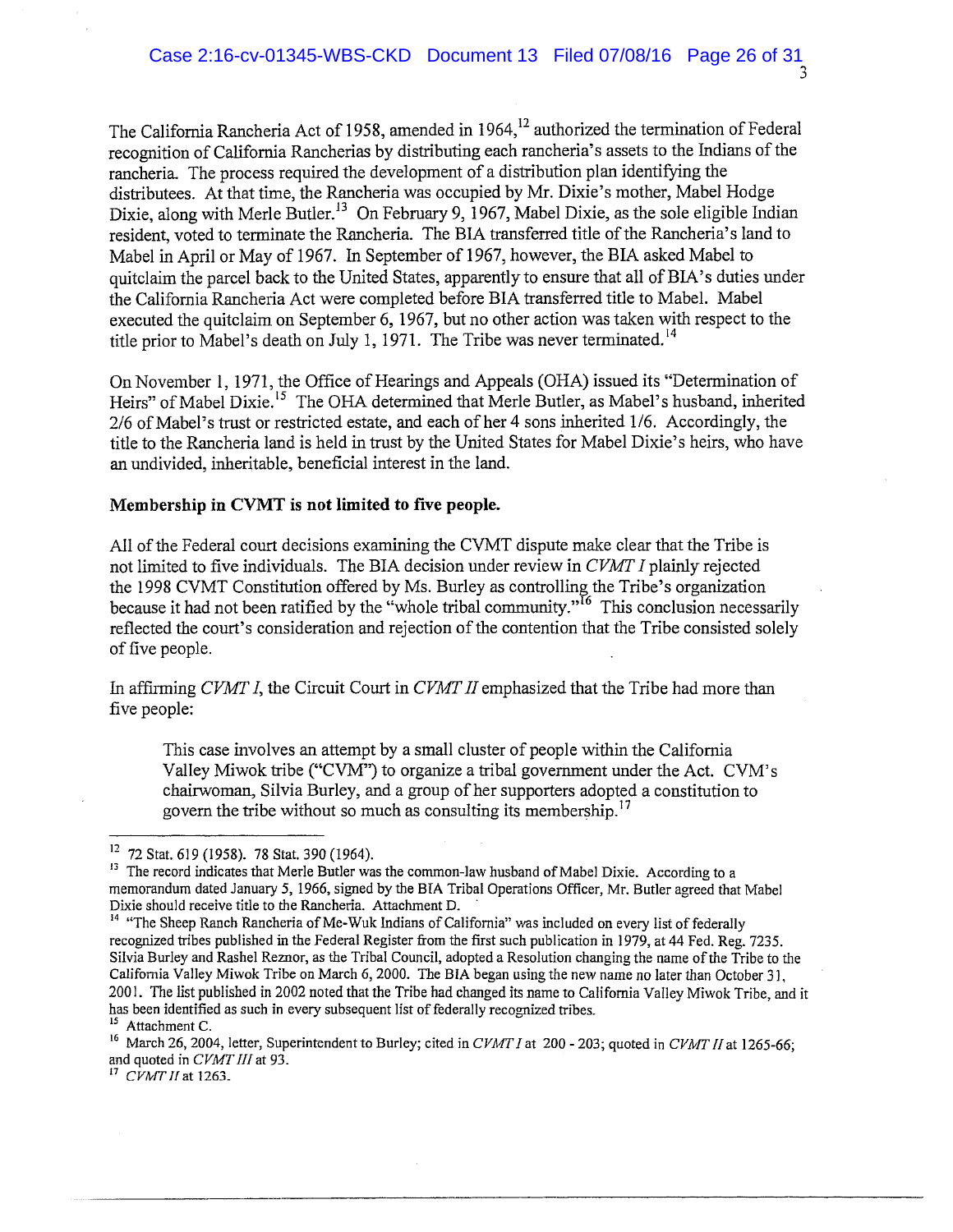The California Rancheria Act of 1958, amended in 1964,[12] authorized the termination of Federal recognition of California Rancherias by distributing each rancheria's assets to the Indians of the rancheria. The process required the development of a distribution plan identifying the distributees. At that time, the Rancheria was occupied by Mr. Dixie's mother, Mabel Hodge Dixie, along with Merle Butler.[13] On February 9, 1967, Mabel Dixie, as the sole eligible Indian resident, voted to terminate the Rancheria. The BIA transferred title of the Rancheria's land to Mabel in April or May of 1967. In September of 1967, however, the BIA asked Mabel to quitclaim the parcel back to the United States, apparently to ensure that all of BIA's duties under the California Rancheria Act were completed before BIA transferred title to Mabel. Mabel executed the quitclaim on September 6, 1967, but no other action was taken with respect to the title prior to Mabel's death on July 1, 1971. The Tribe was never terminated.[14]

On November 1, 1971, the Office of Hearings and Appeals (OHA) issued its "Determination of Heirs" of Mabel Dixie.[15] The OHA determined that Merle Butler, as Mabel's husband, inherited 2/6 of Mabel's trust or restricted estate, and each of her 4 sons inherited 1/6. Accordingly, the title to the Rancheria land is held in trust by the United States for Mabel Dixie's heirs, who have an undivided, inheritable, beneficial interest in the land.

**Membership in CVMT is not limited to five people.**

All of the Federal court decisions examining the CVMT dispute make clear that the Tribe is not limited to five individuals. The BIA decision under review in *CVMT I* plainly rejected the 1998 CVMT Constitution offered by Ms. Burley as controlling the Tribe's organization because it had not been ratified by the "whole tribal community."[16] This conclusion necessarily reflected the court's consideration and rejection of the contention that the Tribe consisted solely of five people.

In affirming *CVMT I*, the Circuit Court in *CVMT II* emphasized that the Tribe had more than five people:

> This case involves an attempt by a small cluster of people within the California Valley Miwok tribe ("CVM") to organize a tribal government under the Act. CVM's chairwoman, Silvia Burley, and a group of her supporters adopted a constitution to govern the tribe without so much as consulting its membership.[17]

---

[12] 72 Stat. 619 (1958). 78 Stat. 390 (1964).

[13] The record indicates that Merle Butler was the common-law husband of Mabel Dixie. According to a memorandum dated January 5, 1966, signed by the BIA Tribal Operations Officer, Mr. Butler agreed that Mabel Dixie should receive title to the Rancheria. Attachment D.

[14] "The Sheep Ranch Rancheria of Me-Wuk Indians of California" was included on every list of federally recognized tribes published in the Federal Register from the first such publication in 1979, at 44 Fed. Reg. 7235. Silvia Burley and Rashel Reznor, as the Tribal Council, adopted a Resolution changing the name of the Tribe to the California Valley Miwok Tribe on March 6, 2000. The BIA began using the new name no later than October 31, 2001. The list published in 2002 noted that the Tribe had changed its name to California Valley Miwok Tribe, and it has been identified as such in every subsequent list of federally recognized tribes.

[15] Attachment C.

[16] March 26, 2004, letter, Superintendent to Burley; cited in *CVMT I* at 200 - 203; quoted in *CVMT II* at 1265-66; and quoted in *CVMT III* at 93.

[17] *CVMT II* at 1263.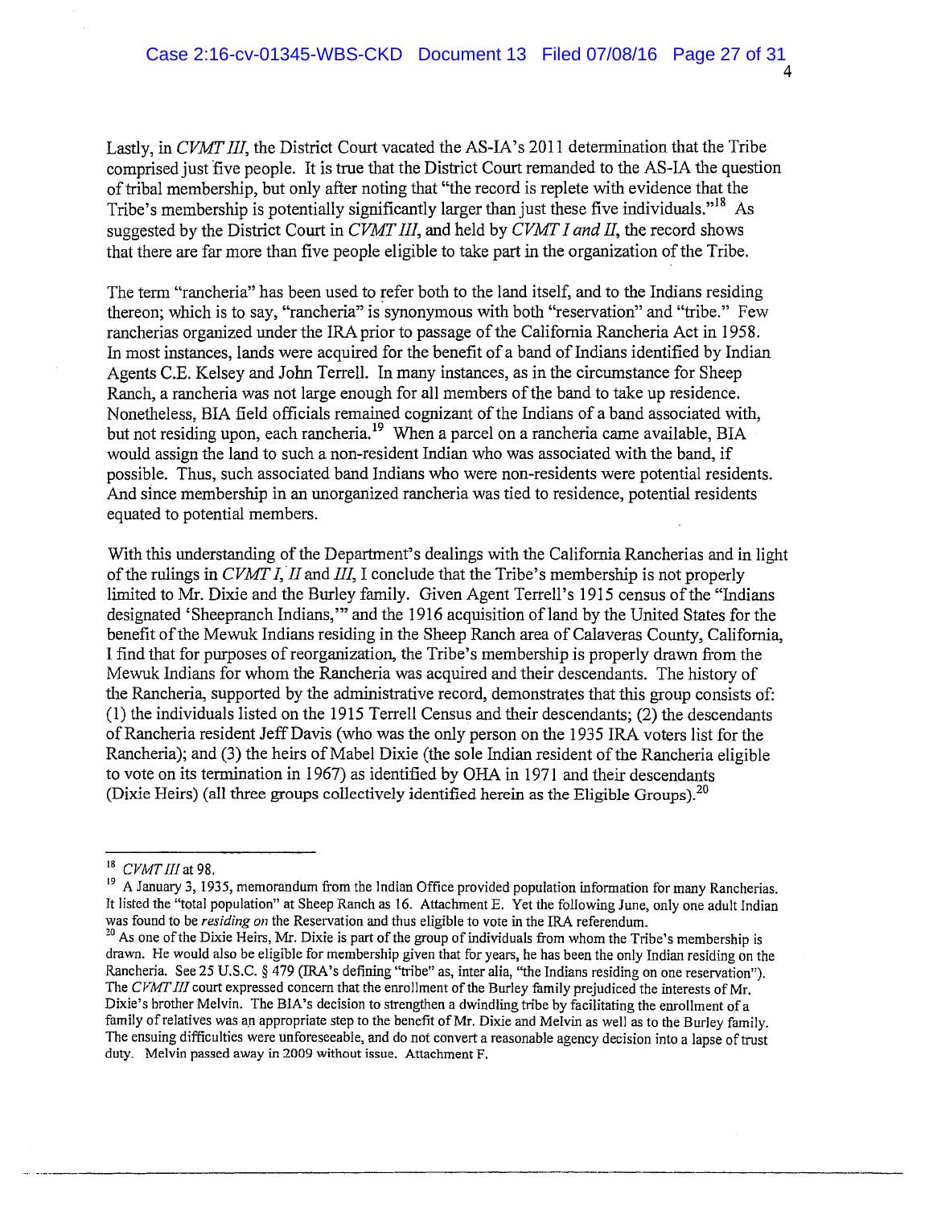Lastly, in *CVMT III*, the District Court vacated the AS-IA's 2011 determination that the Tribe comprised just five people. It is true that the District Court remanded to the AS-IA the question of tribal membership, but only after noting that "the record is replete with evidence that the Tribe's membership is potentially significantly larger than just these five individuals."[18] As suggested by the District Court in *CVMT III*, and held by *CVMT I and II*, the record shows that there are far more than five people eligible to take part in the organization of the Tribe.

The term "rancheria" has been used to refer both to the land itself, and to the Indians residing thereon; which is to say, "rancheria" is synonymous with both "reservation" and "tribe." Few rancherias organized under the IRA prior to passage of the California Rancheria Act in 1958. In most instances, lands were acquired for the benefit of a band of Indians identified by Indian Agents C.E. Kelsey and John Terrell. In many instances, as in the circumstance for Sheep Ranch, a rancheria was not large enough for all members of the band to take up residence. Nonetheless, BIA field officials remained cognizant of the Indians of a band associated with, but not residing upon, each rancheria.[19] When a parcel on a rancheria came available, BIA would assign the land to such a non-resident Indian who was associated with the band, if possible. Thus, such associated band Indians who were non-residents were potential residents. And since membership in an unorganized rancheria was tied to residence, potential residents equated to potential members.

With this understanding of the Department's dealings with the California Rancherias and in light of the rulings in *CVMT I, II* and *III*, I conclude that the Tribe's membership is not properly limited to Mr. Dixie and the Burley family. Given Agent Terrell's 1915 census of the "Indians designated 'Sheepranch Indians,'" and the 1916 acquisition of land by the United States for the benefit of the Mewuk Indians residing in the Sheep Ranch area of Calaveras County, California, I find that for purposes of reorganization, the Tribe's membership is properly drawn from the Mewuk Indians for whom the Rancheria was acquired and their descendants. The history of the Rancheria, supported by the administrative record, demonstrates that this group consists of: (1) the individuals listed on the 1915 Terrell Census and their descendants; (2) the descendants of Rancheria resident Jeff Davis (who was the only person on the 1935 IRA voters list for the Rancheria); and (3) the heirs of Mabel Dixie (the sole Indian resident of the Rancheria eligible to vote on its termination in 1967) as identified by OHA in 1971 and their descendants (Dixie Heirs) (all three groups collectively identified herein as the Eligible Groups).[20]

---

[18] *CVMT III* at 98.

[19] A January 3, 1935, memorandum from the Indian Office provided population information for many Rancherias. It listed the "total population" at Sheep Ranch as 16. Attachment E. Yet the following June, only one adult Indian was found to be *residing on* the Reservation and thus eligible to vote in the IRA referendum.

[20] As one of the Dixie Heirs, Mr. Dixie is part of the group of individuals from whom the Tribe's membership is drawn. He would also be eligible for membership given that for years, he has been the only Indian residing on the Rancheria. See 25 U.S.C. § 479 (IRA's defining "tribe" as, inter alia, "the Indians residing on one reservation"). The *CVMT III* court expressed concern that the enrollment of the Burley family prejudiced the interests of Mr. Dixie's brother Melvin. The BIA's decision to strengthen a dwindling tribe by facilitating the enrollment of a family of relatives was an appropriate step to the benefit of Mr. Dixie and Melvin as well as to the Burley family. The ensuing difficulties were unforeseeable, and do not convert a reasonable agency decision into a lapse of trust duty. Melvin passed away in 2009 without issue. Attachment F.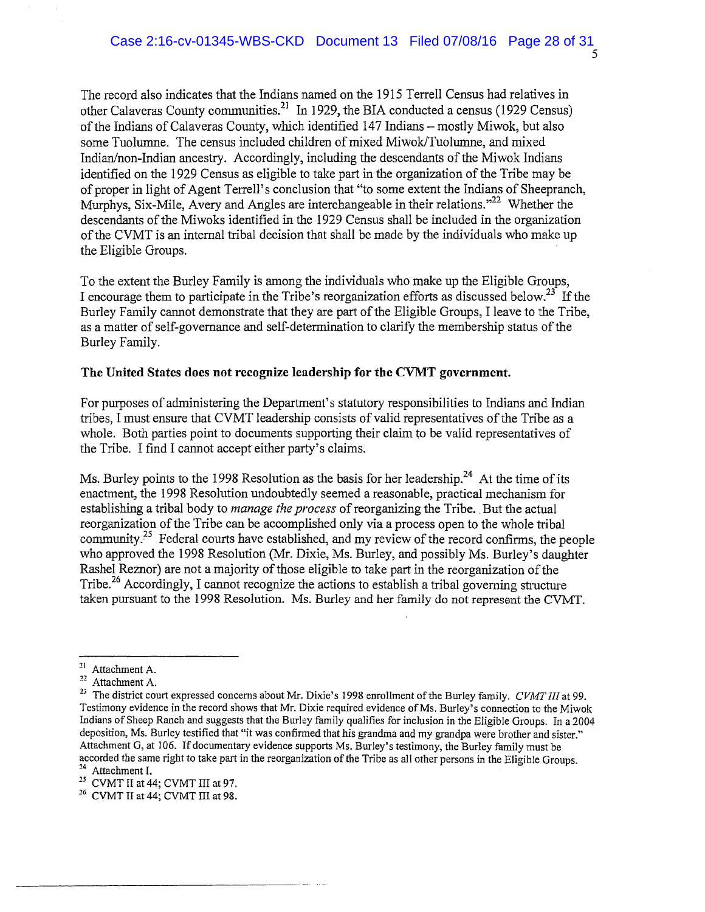The record also indicates that the Indians named on the 1915 Terrell Census had relatives in other Calaveras County communities.[21] In 1929, the BIA conducted a census (1929 Census) of the Indians of Calaveras County, which identified 147 Indians – mostly Miwok, but also some Tuolumne. The census included children of mixed Miwok/Tuolumne, and mixed Indian/non-Indian ancestry. Accordingly, including the descendants of the Miwok Indians identified on the 1929 Census as eligible to take part in the organization of the Tribe may be of proper in light of Agent Terrell's conclusion that "to some extent the Indians of Sheepranch, Murphys, Six-Mile, Avery and Angles are interchangeable in their relations."[22] Whether the descendants of the Miwoks identified in the 1929 Census shall be included in the organization of the CVMT is an internal tribal decision that shall be made by the individuals who make up the Eligible Groups.

To the extent the Burley Family is among the individuals who make up the Eligible Groups, I encourage them to participate in the Tribe's reorganization efforts as discussed below.[23] If the Burley Family cannot demonstrate that they are part of the Eligible Groups, I leave to the Tribe, as a matter of self-governance and self-determination to clarify the membership status of the Burley Family.

**The United States does not recognize leadership for the CVMT government.**

For purposes of administering the Department's statutory responsibilities to Indians and Indian tribes, I must ensure that CVMT leadership consists of valid representatives of the Tribe as a whole. Both parties point to documents supporting their claim to be valid representatives of the Tribe. I find I cannot accept either party's claims.

Ms. Burley points to the 1998 Resolution as the basis for her leadership.[24] At the time of its enactment, the 1998 Resolution undoubtedly seemed a reasonable, practical mechanism for establishing a tribal body to *manage the process* of reorganizing the Tribe. But the actual reorganization of the Tribe can be accomplished only via a process open to the whole tribal community.[25] Federal courts have established, and my review of the record confirms, the people who approved the 1998 Resolution (Mr. Dixie, Ms. Burley, and possibly Ms. Burley's daughter Rashel Reznor) are not a majority of those eligible to take part in the reorganization of the Tribe.[26] Accordingly, I cannot recognize the actions to establish a tribal governing structure taken pursuant to the 1998 Resolution. Ms. Burley and her family do not represent the CVMT.

---

[21] Attachment A.

[22] Attachment A.

[23] The district court expressed concerns about Mr. Dixie's 1998 enrollment of the Burley family. *CVMT III* at 99. Testimony evidence in the record shows that Mr. Dixie required evidence of Ms. Burley's connection to the Miwok Indians of Sheep Ranch and suggests that the Burley family qualifies for inclusion in the Eligible Groups. In a 2004 deposition, Ms. Burley testified that "it was confirmed that his grandma and my grandpa were brother and sister." Attachment G, at 106. If documentary evidence supports Ms. Burley's testimony, the Burley family must be accorded the same right to take part in the reorganization of the Tribe as all other persons in the Eligible Groups.

[24] Attachment I.

[25] CVMT II at 44; CVMT III at 97.

[26] CVMT II at 44; CVMT III at 98.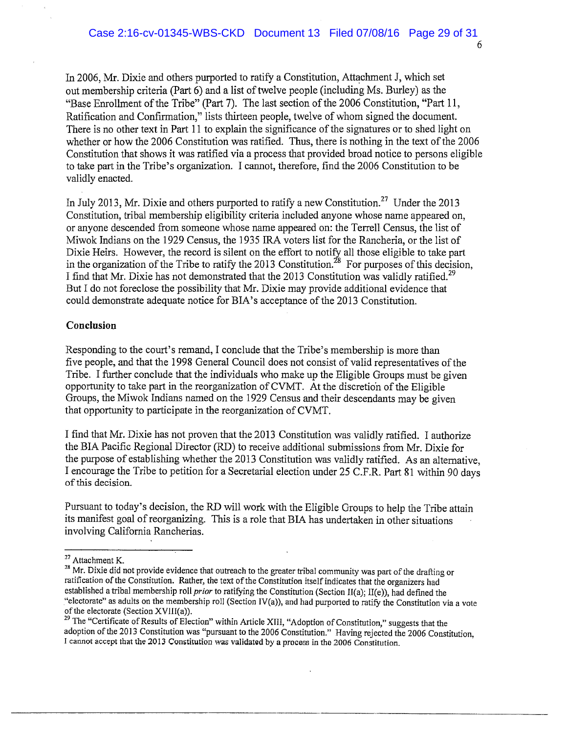In 2006, Mr. Dixie and others purported to ratify a Constitution, Attachment J, which set out membership criteria (Part 6) and a list of twelve people (including Ms. Burley) as the "Base Enrollment of the Tribe" (Part 7). The last section of the 2006 Constitution, "Part 11, Ratification and Confirmation," lists thirteen people, twelve of whom signed the document. There is no other text in Part 11 to explain the significance of the signatures or to shed light on whether or how the 2006 Constitution was ratified. Thus, there is nothing in the text of the 2006 Constitution that shows it was ratified via a process that provided broad notice to persons eligible to take part in the Tribe's organization. I cannot, therefore, find the 2006 Constitution to be validly enacted.

In July 2013, Mr. Dixie and others purported to ratify a new Constitution.[27] Under the 2013 Constitution, tribal membership eligibility criteria included anyone whose name appeared on, or anyone descended from someone whose name appeared on: the Terrell Census, the list of Miwok Indians on the 1929 Census, the 1935 IRA voters list for the Rancheria, or the list of Dixie Heirs. However, the record is silent on the effort to notify all those eligible to take part in the organization of the Tribe to ratify the 2013 Constitution.[28] For purposes of this decision, I find that Mr. Dixie has not demonstrated that the 2013 Constitution was validly ratified.[29] But I do not foreclose the possibility that Mr. Dixie may provide additional evidence that could demonstrate adequate notice for BIA's acceptance of the 2013 Constitution.

**Conclusion**

Responding to the court's remand, I conclude that the Tribe's membership is more than five people, and that the 1998 General Council does not consist of valid representatives of the Tribe. I further conclude that the individuals who make up the Eligible Groups must be given opportunity to take part in the reorganization of CVMT. At the discretion of the Eligible Groups, the Miwok Indians named on the 1929 Census and their descendants may be given that opportunity to participate in the reorganization of CVMT.

I find that Mr. Dixie has not proven that the 2013 Constitution was validly ratified. I authorize the BIA Pacific Regional Director (RD) to receive additional submissions from Mr. Dixie for the purpose of establishing whether the 2013 Constitution was validly ratified. As an alternative, I encourage the Tribe to petition for a Secretarial election under 25 C.F.R. Part 81 within 90 days of this decision.

Pursuant to today's decision, the RD will work with the Eligible Groups to help the Tribe attain its manifest goal of reorganizing. This is a role that BIA has undertaken in other situations involving California Rancherias.

---

[27] Attachment K.

[28] Mr. Dixie did not provide evidence that outreach to the greater tribal community was part of the drafting or ratification of the Constitution. Rather, the text of the Constitution itself indicates that the organizers had established a tribal membership roll *prior* to ratifying the Constitution (Section II(a); II(e)), had defined the "electorate" as adults on the membership roll (Section IV(a)), and had purported to ratify the Constitution via a vote of the electorate (Section XVIII(a)).

[29] The "Certificate of Results of Election" within Article XIII, "Adoption of Constitution," suggests that the adoption of the 2013 Constitution was "pursuant to the 2006 Constitution." Having rejected the 2006 Constitution, I cannot accept that the 2013 Constitution was validated by a process in the 2006 Constitution.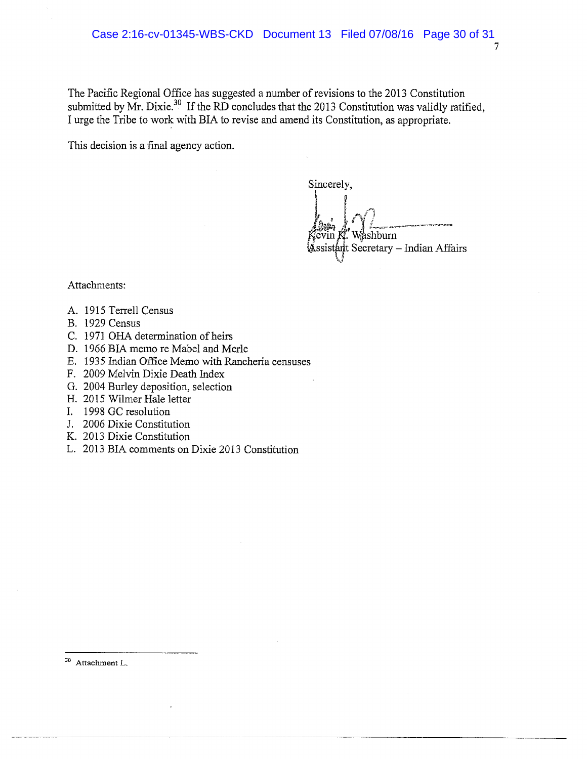The Pacific Regional Office has suggested a number of revisions to the 2013 Constitution submitted by Mr. Dixie.[30] If the RD concludes that the 2013 Constitution was validly ratified, I urge the Tribe to work with BIA to revise and amend its Constitution, as appropriate.

This decision is a final agency action.

Sincerely,

Kevin K. Washburn
Assistant Secretary – Indian Affairs

Attachments:

A. 1915 Terrell Census
B. 1929 Census
C. 1971 OHA determination of heirs
D. 1966 BIA memo re Mabel and Merle
E. 1935 Indian Office Memo with Rancheria censuses
F. 2009 Melvin Dixie Death Index
G. 2004 Burley deposition, selection
H. 2015 Wilmer Hale letter
I. 1998 GC resolution
J. 2006 Dixie Constitution
K. 2013 Dixie Constitution
L. 2013 BIA comments on Dixie 2013 Constitution

---

[30] Attachment L.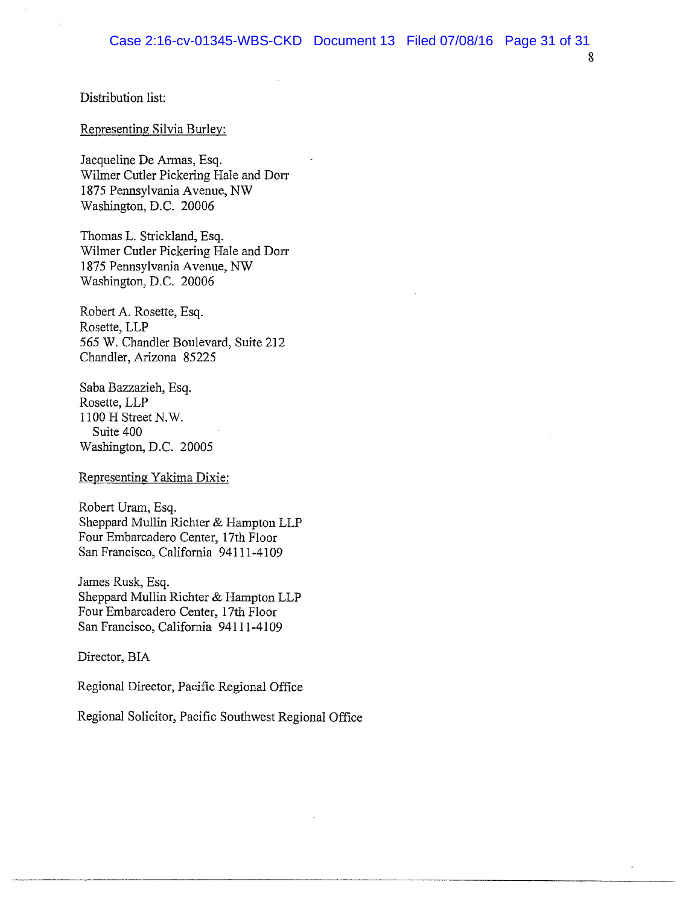Distribution list:

Representing Silvia Burley:

Jacqueline De Armas, Esq.
Wilmer Cutler Pickering Hale and Dorr
1875 Pennsylvania Avenue, NW
Washington, D.C. 20006

Thomas L. Strickland, Esq.
Wilmer Cutler Pickering Hale and Dorr
1875 Pennsylvania Avenue, NW
Washington, D.C. 20006

Robert A. Rosette, Esq.
Rosette, LLP
565 W. Chandler Boulevard, Suite 212
Chandler, Arizona 85225

Saba Bazzazieh, Esq.
Rosette, LLP
1100 H Street N.W.
Suite 400
Washington, D.C. 20005

Representing Yakima Dixie:

Robert Uram, Esq.
Sheppard Mullin Richter & Hampton LLP
Four Embarcadero Center, 17th Floor
San Francisco, California 94111-4109

James Rusk, Esq.
Sheppard Mullin Richter & Hampton LLP
Four Embarcadero Center, 17th Floor
San Francisco, California 94111-4109

Director, BIA

Regional Director, Pacific Regional Office

Regional Solicitor, Pacific Southwest Regional Office